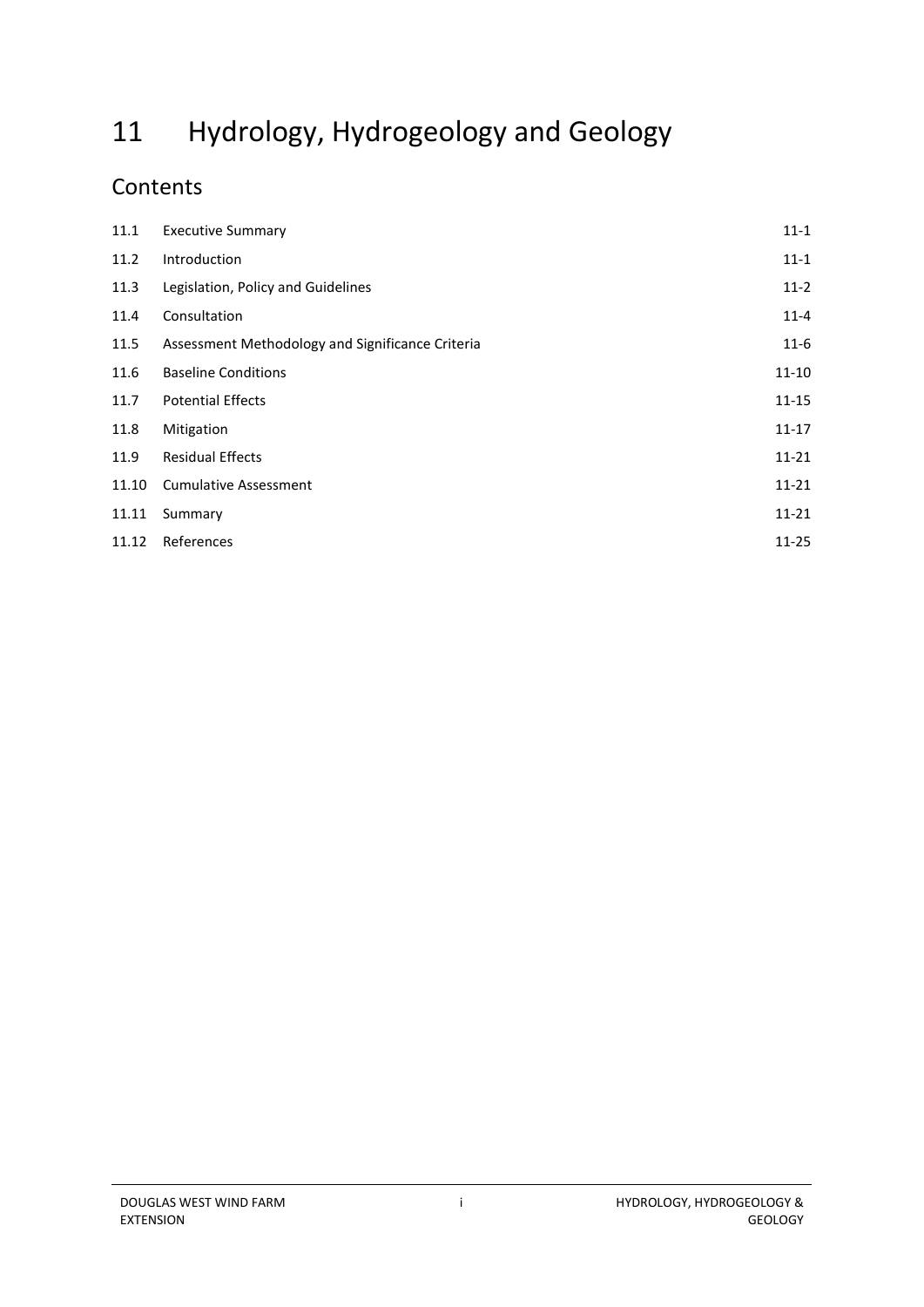# 11 Hydrology, Hydrogeology and Geology

## Contents

| | | |
|---|---|---|
| 11.1 | Executive Summary | 11-1 |
| 11.2 | Introduction | 11-1 |
| 11.3 | Legislation, Policy and Guidelines | 11-2 |
| 11.4 | Consultation | 11-4 |
| 11.5 | Assessment Methodology and Significance Criteria | 11-6 |
| 11.6 | Baseline Conditions | 11-10 |
| 11.7 | Potential Effects | 11-15 |
| 11.8 | Mitigation | 11-17 |
| 11.9 | Residual Effects | 11-21 |
| 11.10 | Cumulative Assessment | 11-21 |
| 11.11 | Summary | 11-21 |
| 11.12 | References | 11-25 |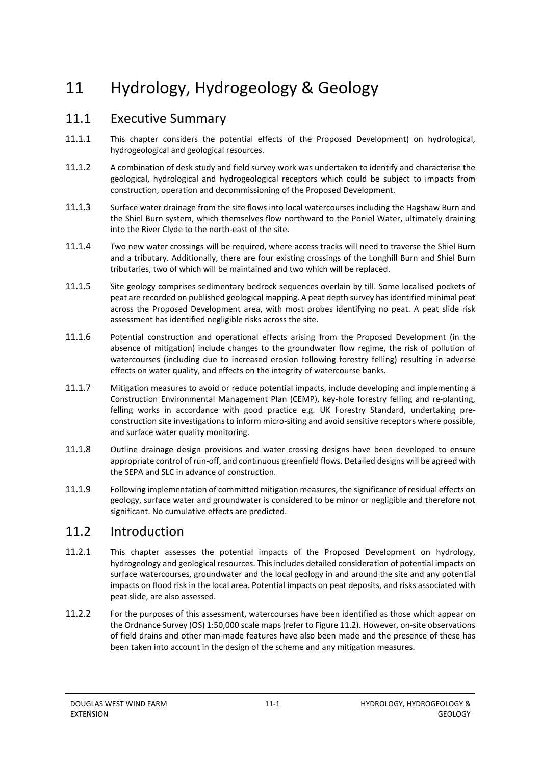# 11 Hydrology, Hydrogeology & Geology

## 11.1 Executive Summary

11.1.1 This chapter considers the potential effects of the Proposed Development) on hydrological, hydrogeological and geological resources.

11.1.2 A combination of desk study and field survey work was undertaken to identify and characterise the geological, hydrological and hydrogeological receptors which could be subject to impacts from construction, operation and decommissioning of the Proposed Development.

11.1.3 Surface water drainage from the site flows into local watercourses including the Hagshaw Burn and the Shiel Burn system, which themselves flow northward to the Poniel Water, ultimately draining into the River Clyde to the north-east of the site.

11.1.4 Two new water crossings will be required, where access tracks will need to traverse the Shiel Burn and a tributary. Additionally, there are four existing crossings of the Longhill Burn and Shiel Burn tributaries, two of which will be maintained and two which will be replaced.

11.1.5 Site geology comprises sedimentary bedrock sequences overlain by till. Some localised pockets of peat are recorded on published geological mapping. A peat depth survey has identified minimal peat across the Proposed Development area, with most probes identifying no peat. A peat slide risk assessment has identified negligible risks across the site.

11.1.6 Potential construction and operational effects arising from the Proposed Development (in the absence of mitigation) include changes to the groundwater flow regime, the risk of pollution of watercourses (including due to increased erosion following forestry felling) resulting in adverse effects on water quality, and effects on the integrity of watercourse banks.

11.1.7 Mitigation measures to avoid or reduce potential impacts, include developing and implementing a Construction Environmental Management Plan (CEMP), key-hole forestry felling and re-planting, felling works in accordance with good practice e.g. UK Forestry Standard, undertaking pre-construction site investigations to inform micro-siting and avoid sensitive receptors where possible, and surface water quality monitoring.

11.1.8 Outline drainage design provisions and water crossing designs have been developed to ensure appropriate control of run-off, and continuous greenfield flows. Detailed designs will be agreed with the SEPA and SLC in advance of construction.

11.1.9 Following implementation of committed mitigation measures, the significance of residual effects on geology, surface water and groundwater is considered to be minor or negligible and therefore not significant. No cumulative effects are predicted.

## 11.2 Introduction

11.2.1 This chapter assesses the potential impacts of the Proposed Development on hydrology, hydrogeology and geological resources. This includes detailed consideration of potential impacts on surface watercourses, groundwater and the local geology in and around the site and any potential impacts on flood risk in the local area. Potential impacts on peat deposits, and risks associated with peat slide, are also assessed.

11.2.2 For the purposes of this assessment, watercourses have been identified as those which appear on the Ordnance Survey (OS) 1:50,000 scale maps (refer to Figure 11.2). However, on-site observations of field drains and other man-made features have also been made and the presence of these has been taken into account in the design of the scheme and any mitigation measures.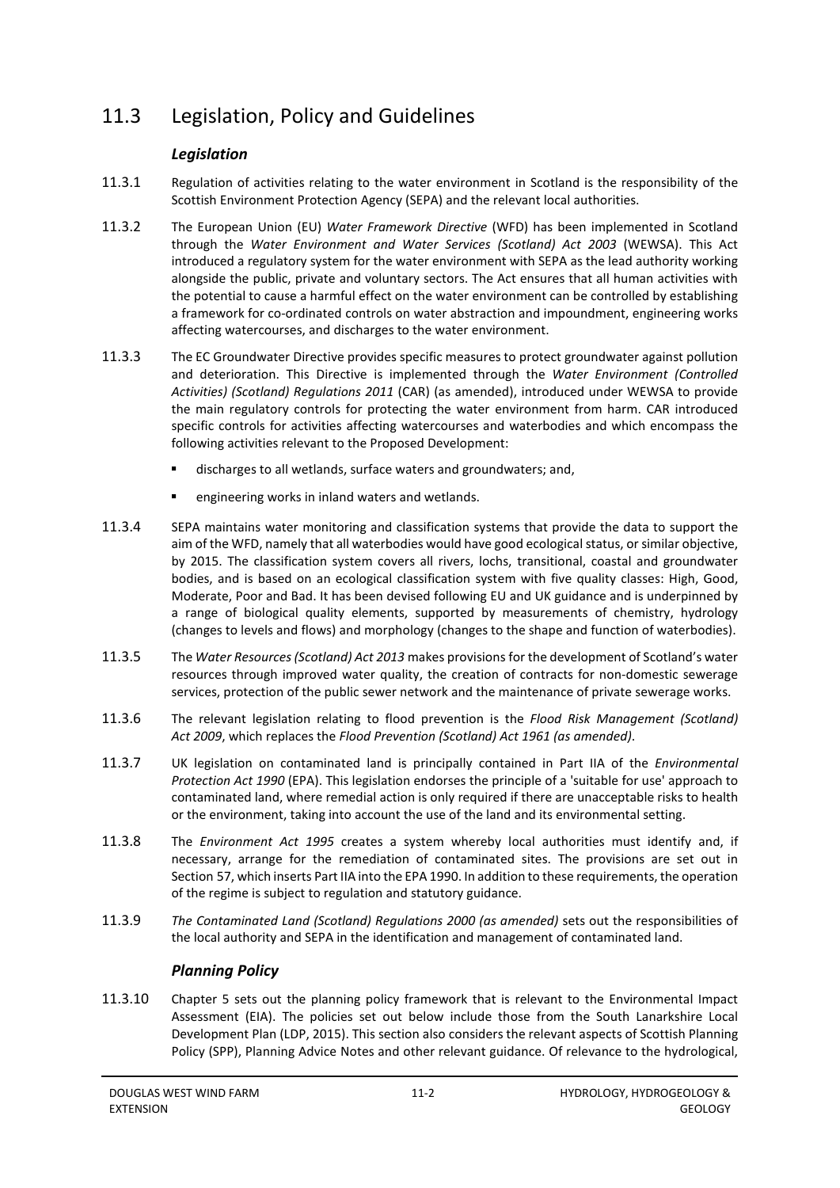## 11.3 Legislation, Policy and Guidelines

### *Legislation*

11.3.1 Regulation of activities relating to the water environment in Scotland is the responsibility of the Scottish Environment Protection Agency (SEPA) and the relevant local authorities.

11.3.2 The European Union (EU) *Water Framework Directive* (WFD) has been implemented in Scotland through the *Water Environment and Water Services (Scotland) Act 2003* (WEWSA). This Act introduced a regulatory system for the water environment with SEPA as the lead authority working alongside the public, private and voluntary sectors. The Act ensures that all human activities with the potential to cause a harmful effect on the water environment can be controlled by establishing a framework for co-ordinated controls on water abstraction and impoundment, engineering works affecting watercourses, and discharges to the water environment.

11.3.3 The EC Groundwater Directive provides specific measures to protect groundwater against pollution and deterioration. This Directive is implemented through the *Water Environment (Controlled Activities) (Scotland) Regulations 2011* (CAR) (as amended), introduced under WEWSA to provide the main regulatory controls for protecting the water environment from harm. CAR introduced specific controls for activities affecting watercourses and waterbodies and which encompass the following activities relevant to the Proposed Development:

- discharges to all wetlands, surface waters and groundwaters; and,
- engineering works in inland waters and wetlands.

11.3.4 SEPA maintains water monitoring and classification systems that provide the data to support the aim of the WFD, namely that all waterbodies would have good ecological status, or similar objective, by 2015. The classification system covers all rivers, lochs, transitional, coastal and groundwater bodies, and is based on an ecological classification system with five quality classes: High, Good, Moderate, Poor and Bad. It has been devised following EU and UK guidance and is underpinned by a range of biological quality elements, supported by measurements of chemistry, hydrology (changes to levels and flows) and morphology (changes to the shape and function of waterbodies).

11.3.5 The *Water Resources (Scotland) Act 2013* makes provisions for the development of Scotland's water resources through improved water quality, the creation of contracts for non-domestic sewerage services, protection of the public sewer network and the maintenance of private sewerage works.

11.3.6 The relevant legislation relating to flood prevention is the *Flood Risk Management (Scotland) Act 2009*, which replaces the *Flood Prevention (Scotland) Act 1961 (as amended)*.

11.3.7 UK legislation on contaminated land is principally contained in Part IIA of the *Environmental Protection Act 1990* (EPA). This legislation endorses the principle of a 'suitable for use' approach to contaminated land, where remedial action is only required if there are unacceptable risks to health or the environment, taking into account the use of the land and its environmental setting.

11.3.8 The *Environment Act 1995* creates a system whereby local authorities must identify and, if necessary, arrange for the remediation of contaminated sites. The provisions are set out in Section 57, which inserts Part IIA into the EPA 1990. In addition to these requirements, the operation of the regime is subject to regulation and statutory guidance.

11.3.9 *The Contaminated Land (Scotland) Regulations 2000 (as amended)* sets out the responsibilities of the local authority and SEPA in the identification and management of contaminated land.

### *Planning Policy*

11.3.10 Chapter 5 sets out the planning policy framework that is relevant to the Environmental Impact Assessment (EIA). The policies set out below include those from the South Lanarkshire Local Development Plan (LDP, 2015). This section also considers the relevant aspects of Scottish Planning Policy (SPP), Planning Advice Notes and other relevant guidance. Of relevance to the hydrological,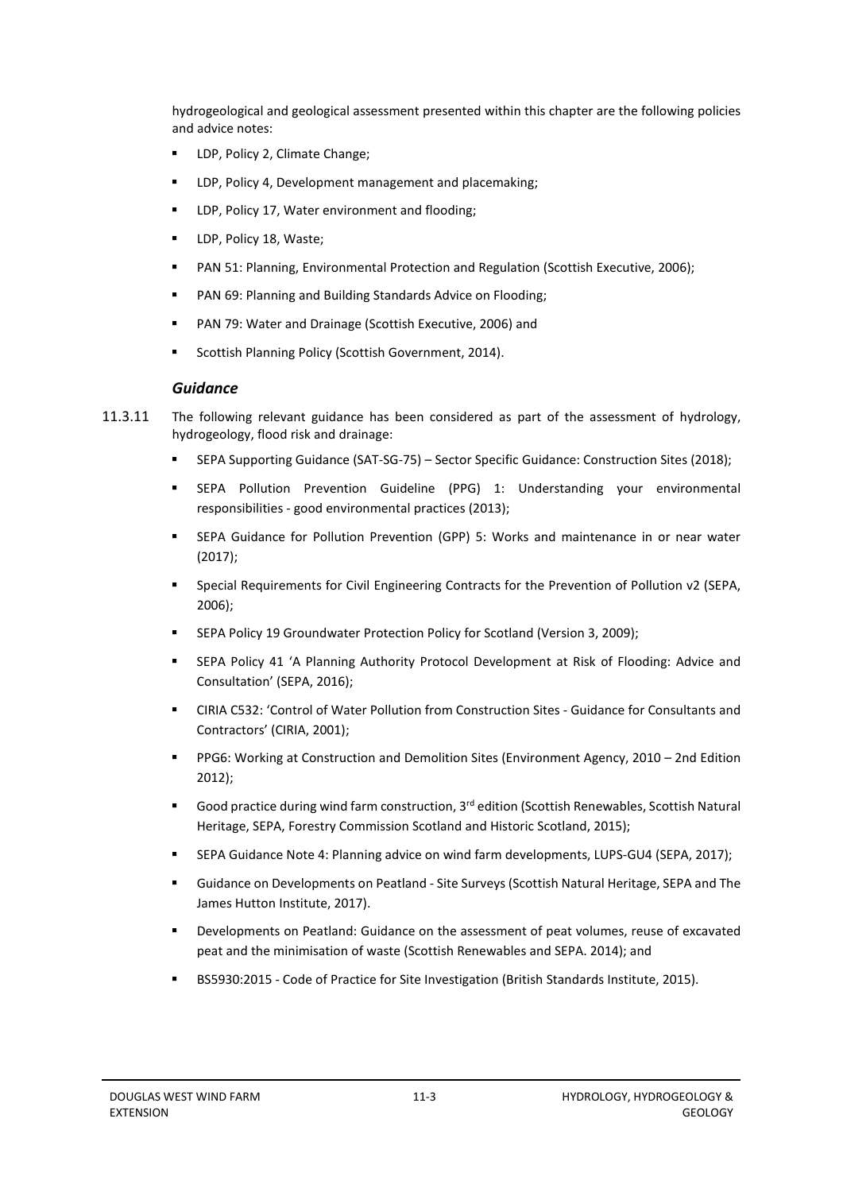hydrogeological and geological assessment presented within this chapter are the following policies and advice notes:

- LDP, Policy 2, Climate Change;
- LDP, Policy 4, Development management and placemaking;
- LDP, Policy 17, Water environment and flooding;
- LDP, Policy 18, Waste;
- PAN 51: Planning, Environmental Protection and Regulation (Scottish Executive, 2006);
- PAN 69: Planning and Building Standards Advice on Flooding;
- PAN 79: Water and Drainage (Scottish Executive, 2006) and
- Scottish Planning Policy (Scottish Government, 2014).

### *Guidance*

11.3.11 The following relevant guidance has been considered as part of the assessment of hydrology, hydrogeology, flood risk and drainage:

- SEPA Supporting Guidance (SAT-SG-75) – Sector Specific Guidance: Construction Sites (2018);
- SEPA Pollution Prevention Guideline (PPG) 1: Understanding your environmental responsibilities - good environmental practices (2013);
- SEPA Guidance for Pollution Prevention (GPP) 5: Works and maintenance in or near water (2017);
- Special Requirements for Civil Engineering Contracts for the Prevention of Pollution v2 (SEPA, 2006);
- SEPA Policy 19 Groundwater Protection Policy for Scotland (Version 3, 2009);
- SEPA Policy 41 'A Planning Authority Protocol Development at Risk of Flooding: Advice and Consultation' (SEPA, 2016);
- CIRIA C532: 'Control of Water Pollution from Construction Sites - Guidance for Consultants and Contractors' (CIRIA, 2001);
- PPG6: Working at Construction and Demolition Sites (Environment Agency, 2010 – 2nd Edition 2012);
- Good practice during wind farm construction, 3rd edition (Scottish Renewables, Scottish Natural Heritage, SEPA, Forestry Commission Scotland and Historic Scotland, 2015);
- SEPA Guidance Note 4: Planning advice on wind farm developments, LUPS-GU4 (SEPA, 2017);
- Guidance on Developments on Peatland - Site Surveys (Scottish Natural Heritage, SEPA and The James Hutton Institute, 2017).
- Developments on Peatland: Guidance on the assessment of peat volumes, reuse of excavated peat and the minimisation of waste (Scottish Renewables and SEPA. 2014); and
- BS5930:2015 - Code of Practice for Site Investigation (British Standards Institute, 2015).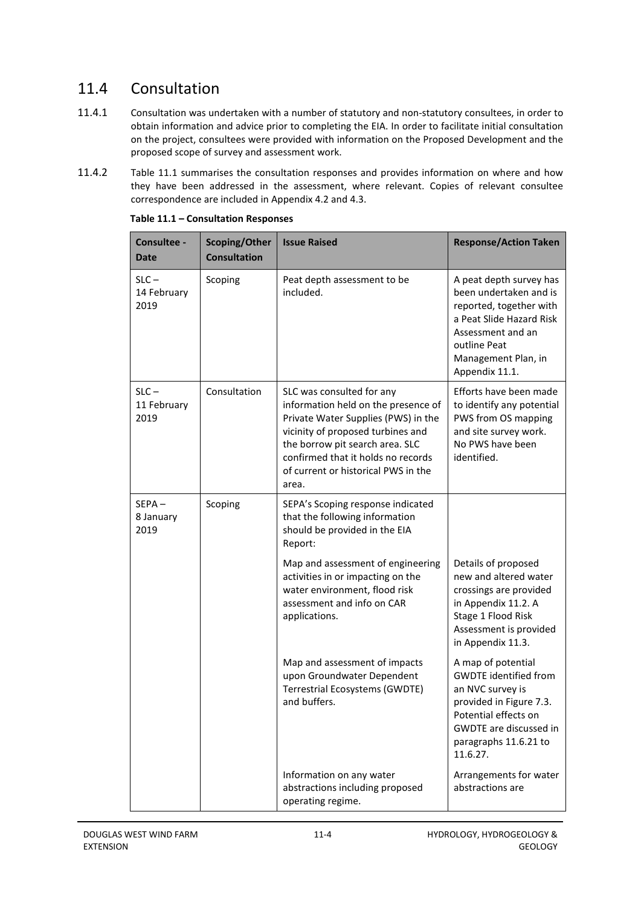## 11.4 Consultation

11.4.1 Consultation was undertaken with a number of statutory and non-statutory consultees, in order to obtain information and advice prior to completing the EIA. In order to facilitate initial consultation on the project, consultees were provided with information on the Proposed Development and the proposed scope of survey and assessment work.

11.4.2 Table 11.1 summarises the consultation responses and provides information on where and how they have been addressed in the assessment, where relevant. Copies of relevant consultee correspondence are included in Appendix 4.2 and 4.3.

**Table 11.1 – Consultation Responses**

| Consultee - Date | Scoping/Other Consultation | Issue Raised | Response/Action Taken |
|---|---|---|---|
| SLC – 14 February 2019 | Scoping | Peat depth assessment to be included. | A peat depth survey has been undertaken and is reported, together with a Peat Slide Hazard Risk Assessment and an outline Peat Management Plan, in Appendix 11.1. |
| SLC – 11 February 2019 | Consultation | SLC was consulted for any information held on the presence of Private Water Supplies (PWS) in the vicinity of proposed turbines and the borrow pit search area. SLC confirmed that it holds no records of current or historical PWS in the area. | Efforts have been made to identify any potential PWS from OS mapping and site survey work. No PWS have been identified. |
| SEPA – 8 January 2019 | Scoping | SEPA's Scoping response indicated that the following information should be provided in the EIA Report: | |
| | | Map and assessment of engineering activities in or impacting on the water environment, flood risk assessment and info on CAR applications. | Details of proposed new and altered water crossings are provided in Appendix 11.2. A Stage 1 Flood Risk Assessment is provided in Appendix 11.3. |
| | | Map and assessment of impacts upon Groundwater Dependent Terrestrial Ecosystems (GWDTE) and buffers. | A map of potential GWDTE identified from an NVC survey is provided in Figure 7.3. Potential effects on GWDTE are discussed in paragraphs 11.6.21 to 11.6.27. |
| | | Information on any water abstractions including proposed operating regime. | Arrangements for water abstractions are |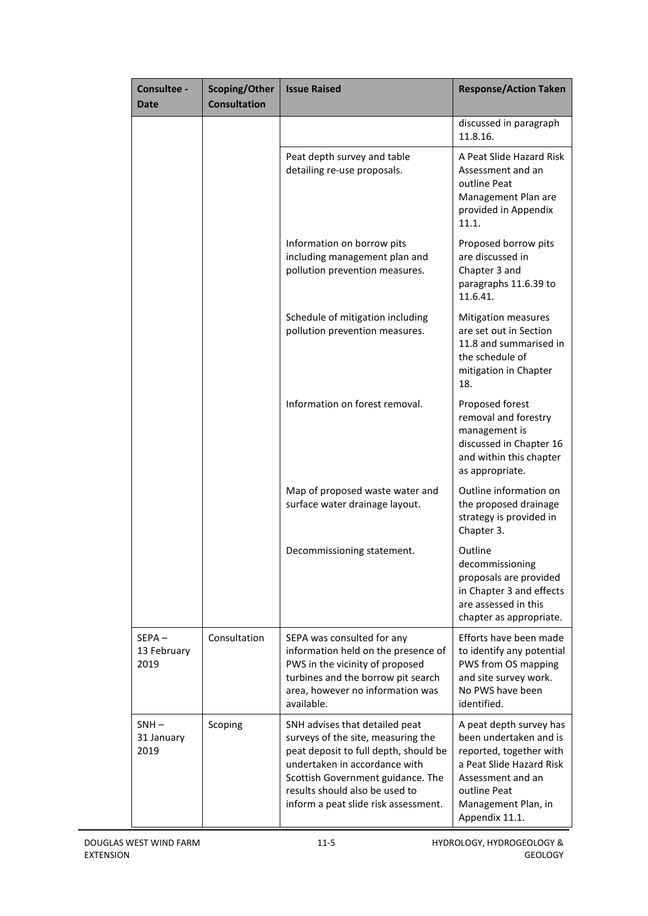| Consultee - Date | Scoping/Other Consultation | Issue Raised | Response/Action Taken |
| --- | --- | --- | --- |
| | | | discussed in paragraph 11.8.16. |
| | | Peat depth survey and table detailing re-use proposals. | A Peat Slide Hazard Risk Assessment and an outline Peat Management Plan are provided in Appendix 11.1. |
| | | Information on borrow pits including management plan and pollution prevention measures. | Proposed borrow pits are discussed in Chapter 3 and paragraphs 11.6.39 to 11.6.41. |
| | | Schedule of mitigation including pollution prevention measures. | Mitigation measures are set out in Section 11.8 and summarised in the schedule of mitigation in Chapter 18. |
| | | Information on forest removal. | Proposed forest removal and forestry management is discussed in Chapter 16 and within this chapter as appropriate. |
| | | Map of proposed waste water and surface water drainage layout. | Outline information on the proposed drainage strategy is provided in Chapter 3. |
| | | Decommissioning statement. | Outline decommissioning proposals are provided in Chapter 3 and effects are assessed in this chapter as appropriate. |
| SEPA – 13 February 2019 | Consultation | SEPA was consulted for any information held on the presence of PWS in the vicinity of proposed turbines and the borrow pit search area, however no information was available. | Efforts have been made to identify any potential PWS from OS mapping and site survey work. No PWS have been identified. |
| SNH – 31 January 2019 | Scoping | SNH advises that detailed peat surveys of the site, measuring the peat deposit to full depth, should be undertaken in accordance with Scottish Government guidance. The results should also be used to inform a peat slide risk assessment. | A peat depth survey has been undertaken and is reported, together with a Peat Slide Hazard Risk Assessment and an outline Peat Management Plan, in Appendix 11.1. |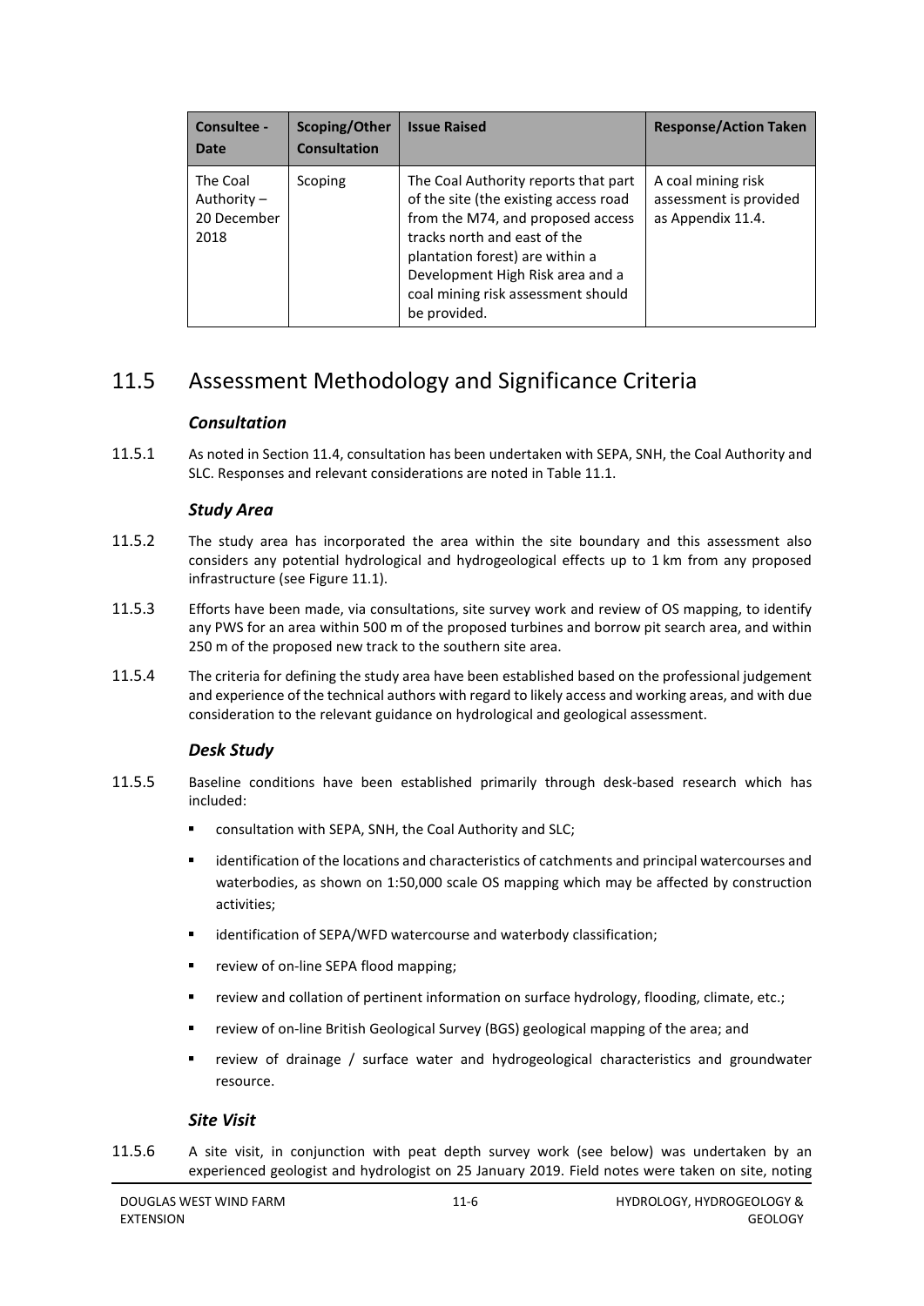| Consultee - Date | Scoping/Other Consultation | Issue Raised | Response/Action Taken |
| --- | --- | --- | --- |
| The Coal Authority – 20 December 2018 | Scoping | The Coal Authority reports that part of the site (the existing access road from the M74, and proposed access tracks north and east of the plantation forest) are within a Development High Risk area and a coal mining risk assessment should be provided. | A coal mining risk assessment is provided as Appendix 11.4. |

## 11.5 Assessment Methodology and Significance Criteria

### *Consultation*

11.5.1 As noted in Section 11.4, consultation has been undertaken with SEPA, SNH, the Coal Authority and SLC. Responses and relevant considerations are noted in Table 11.1.

### *Study Area*

11.5.2 The study area has incorporated the area within the site boundary and this assessment also considers any potential hydrological and hydrogeological effects up to 1 km from any proposed infrastructure (see Figure 11.1).

11.5.3 Efforts have been made, via consultations, site survey work and review of OS mapping, to identify any PWS for an area within 500 m of the proposed turbines and borrow pit search area, and within 250 m of the proposed new track to the southern site area.

11.5.4 The criteria for defining the study area have been established based on the professional judgement and experience of the technical authors with regard to likely access and working areas, and with due consideration to the relevant guidance on hydrological and geological assessment.

### *Desk Study*

11.5.5 Baseline conditions have been established primarily through desk-based research which has included:

- consultation with SEPA, SNH, the Coal Authority and SLC;
- identification of the locations and characteristics of catchments and principal watercourses and waterbodies, as shown on 1:50,000 scale OS mapping which may be affected by construction activities;
- identification of SEPA/WFD watercourse and waterbody classification;
- review of on-line SEPA flood mapping;
- review and collation of pertinent information on surface hydrology, flooding, climate, etc.;
- review of on-line British Geological Survey (BGS) geological mapping of the area; and
- review of drainage / surface water and hydrogeological characteristics and groundwater resource.

### *Site Visit*

11.5.6 A site visit, in conjunction with peat depth survey work (see below) was undertaken by an experienced geologist and hydrologist on 25 January 2019. Field notes were taken on site, noting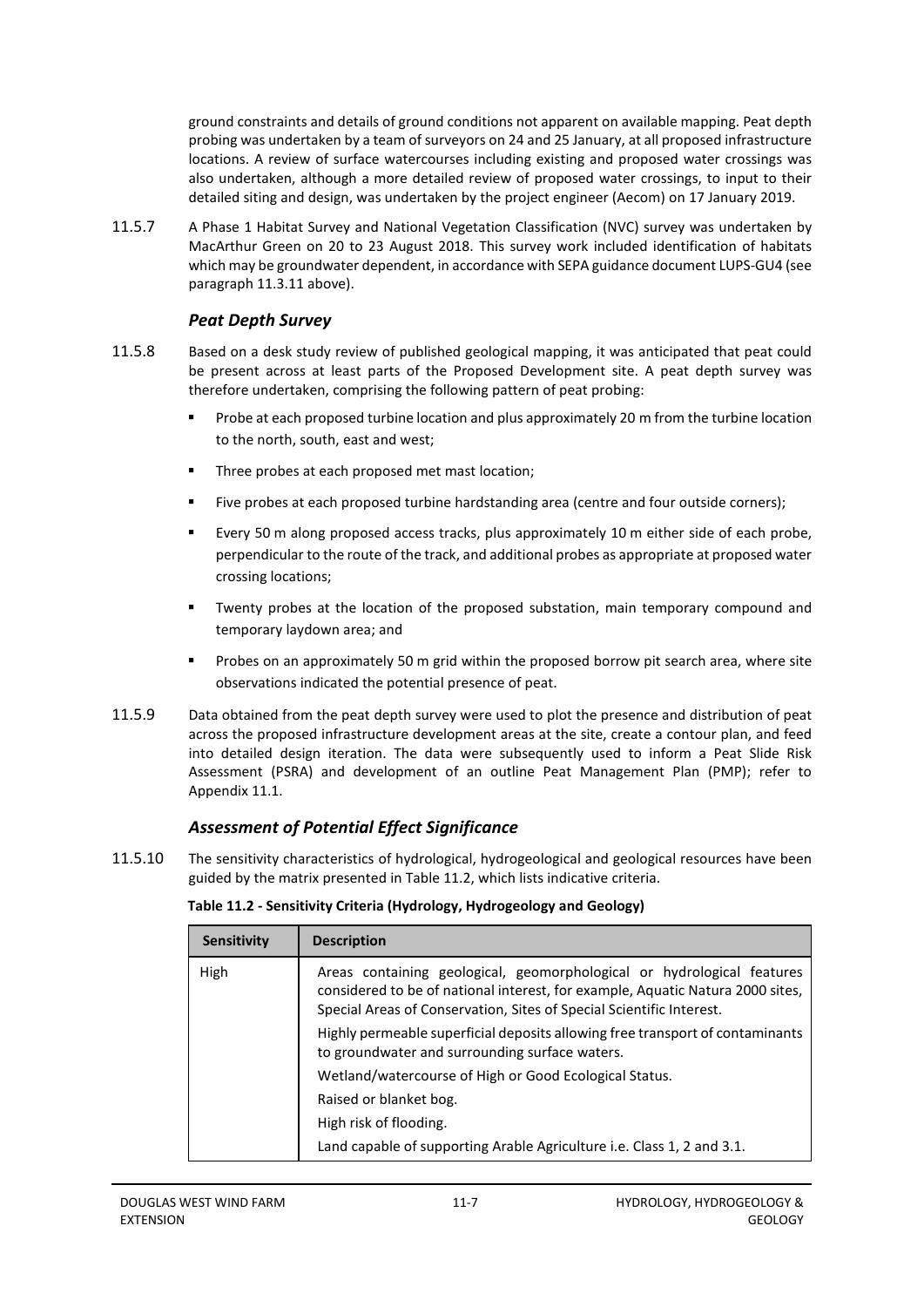ground constraints and details of ground conditions not apparent on available mapping. Peat depth probing was undertaken by a team of surveyors on 24 and 25 January, at all proposed infrastructure locations. A review of surface watercourses including existing and proposed water crossings was also undertaken, although a more detailed review of proposed water crossings, to input to their detailed siting and design, was undertaken by the project engineer (Aecom) on 17 January 2019.

11.5.7 A Phase 1 Habitat Survey and National Vegetation Classification (NVC) survey was undertaken by MacArthur Green on 20 to 23 August 2018. This survey work included identification of habitats which may be groundwater dependent, in accordance with SEPA guidance document LUPS-GU4 (see paragraph 11.3.11 above).

### *Peat Depth Survey*

11.5.8 Based on a desk study review of published geological mapping, it was anticipated that peat could be present across at least parts of the Proposed Development site. A peat depth survey was therefore undertaken, comprising the following pattern of peat probing:

- Probe at each proposed turbine location and plus approximately 20 m from the turbine location to the north, south, east and west;
- Three probes at each proposed met mast location;
- Five probes at each proposed turbine hardstanding area (centre and four outside corners);
- Every 50 m along proposed access tracks, plus approximately 10 m either side of each probe, perpendicular to the route of the track, and additional probes as appropriate at proposed water crossing locations;
- Twenty probes at the location of the proposed substation, main temporary compound and temporary laydown area; and
- Probes on an approximately 50 m grid within the proposed borrow pit search area, where site observations indicated the potential presence of peat.

11.5.9 Data obtained from the peat depth survey were used to plot the presence and distribution of peat across the proposed infrastructure development areas at the site, create a contour plan, and feed into detailed design iteration. The data were subsequently used to inform a Peat Slide Risk Assessment (PSRA) and development of an outline Peat Management Plan (PMP); refer to Appendix 11.1.

### *Assessment of Potential Effect Significance*

11.5.10 The sensitivity characteristics of hydrological, hydrogeological and geological resources have been guided by the matrix presented in Table 11.2, which lists indicative criteria.

**Table 11.2 - Sensitivity Criteria (Hydrology, Hydrogeology and Geology)**

| Sensitivity | Description |
|---|---|
| High | Areas containing geological, geomorphological or hydrological features considered to be of national interest, for example, Aquatic Natura 2000 sites, Special Areas of Conservation, Sites of Special Scientific Interest.<br>Highly permeable superficial deposits allowing free transport of contaminants to groundwater and surrounding surface waters.<br>Wetland/watercourse of High or Good Ecological Status.<br>Raised or blanket bog.<br>High risk of flooding.<br>Land capable of supporting Arable Agriculture i.e. Class 1, 2 and 3.1. |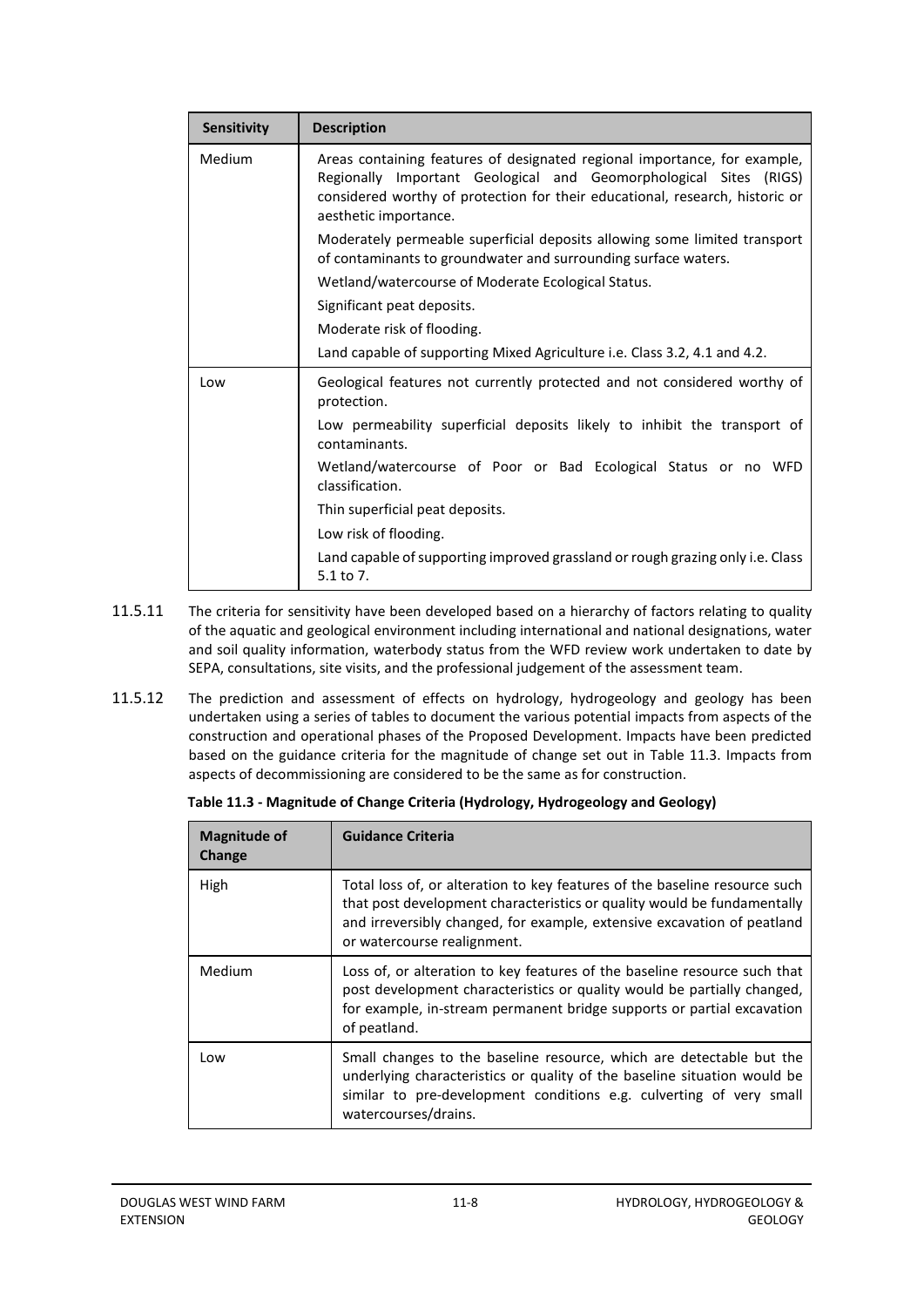| Sensitivity | Description |
|---|---|
| Medium | Areas containing features of designated regional importance, for example, Regionally Important Geological and Geomorphological Sites (RIGS) considered worthy of protection for their educational, research, historic or aesthetic importance.<br><br>Moderately permeable superficial deposits allowing some limited transport of contaminants to groundwater and surrounding surface waters.<br><br>Wetland/watercourse of Moderate Ecological Status.<br><br>Significant peat deposits.<br><br>Moderate risk of flooding.<br><br>Land capable of supporting Mixed Agriculture i.e. Class 3.2, 4.1 and 4.2. |
| Low | Geological features not currently protected and not considered worthy of protection.<br><br>Low permeability superficial deposits likely to inhibit the transport of contaminants.<br><br>Wetland/watercourse of Poor or Bad Ecological Status or no WFD classification.<br><br>Thin superficial peat deposits.<br><br>Low risk of flooding.<br><br>Land capable of supporting improved grassland or rough grazing only i.e. Class 5.1 to 7. |

11.5.11 The criteria for sensitivity have been developed based on a hierarchy of factors relating to quality of the aquatic and geological environment including international and national designations, water and soil quality information, waterbody status from the WFD review work undertaken to date by SEPA, consultations, site visits, and the professional judgement of the assessment team.

11.5.12 The prediction and assessment of effects on hydrology, hydrogeology and geology has been undertaken using a series of tables to document the various potential impacts from aspects of the construction and operational phases of the Proposed Development. Impacts have been predicted based on the guidance criteria for the magnitude of change set out in Table 11.3. Impacts from aspects of decommissioning are considered to be the same as for construction.

**Table 11.3 - Magnitude of Change Criteria (Hydrology, Hydrogeology and Geology)**

| Magnitude of Change | Guidance Criteria |
|---|---|
| High | Total loss of, or alteration to key features of the baseline resource such that post development characteristics or quality would be fundamentally and irreversibly changed, for example, extensive excavation of peatland or watercourse realignment. |
| Medium | Loss of, or alteration to key features of the baseline resource such that post development characteristics or quality would be partially changed, for example, in-stream permanent bridge supports or partial excavation of peatland. |
| Low | Small changes to the baseline resource, which are detectable but the underlying characteristics or quality of the baseline situation would be similar to pre-development conditions e.g. culverting of very small watercourses/drains. |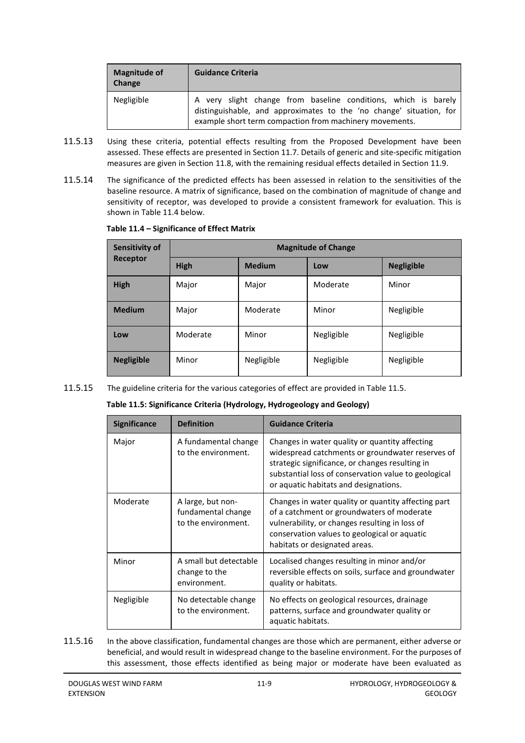| Magnitude of Change | Guidance Criteria |
|---|---|
| Negligible | A very slight change from baseline conditions, which is barely distinguishable, and approximates to the 'no change' situation, for example short term compaction from machinery movements. |

11.5.13 Using these criteria, potential effects resulting from the Proposed Development have been assessed. These effects are presented in Section 11.7. Details of generic and site-specific mitigation measures are given in Section 11.8, with the remaining residual effects detailed in Section 11.9.

11.5.14 The significance of the predicted effects has been assessed in relation to the sensitivities of the baseline resource. A matrix of significance, based on the combination of magnitude of change and sensitivity of receptor, was developed to provide a consistent framework for evaluation. This is shown in Table 11.4 below.

**Table 11.4 – Significance of Effect Matrix**

| Sensitivity of Receptor | Magnitude of Change | | | |
|---|---|---|---|---|
| | **High** | **Medium** | **Low** | **Negligible** |
| **High** | Major | Major | Moderate | Minor |
| **Medium** | Major | Moderate | Minor | Negligible |
| **Low** | Moderate | Minor | Negligible | Negligible |
| **Negligible** | Minor | Negligible | Negligible | Negligible |

11.5.15 The guideline criteria for the various categories of effect are provided in Table 11.5.

**Table 11.5: Significance Criteria (Hydrology, Hydrogeology and Geology)**

| Significance | Definition | Guidance Criteria |
|---|---|---|
| Major | A fundamental change to the environment. | Changes in water quality or quantity affecting widespread catchments or groundwater reserves of strategic significance, or changes resulting in substantial loss of conservation value to geological or aquatic habitats and designations. |
| Moderate | A large, but non-fundamental change to the environment. | Changes in water quality or quantity affecting part of a catchment or groundwaters of moderate vulnerability, or changes resulting in loss of conservation values to geological or aquatic habitats or designated areas. |
| Minor | A small but detectable change to the environment. | Localised changes resulting in minor and/or reversible effects on soils, surface and groundwater quality or habitats. |
| Negligible | No detectable change to the environment. | No effects on geological resources, drainage patterns, surface and groundwater quality or aquatic habitats. |

11.5.16 In the above classification, fundamental changes are those which are permanent, either adverse or beneficial, and would result in widespread change to the baseline environment. For the purposes of this assessment, those effects identified as being major or moderate have been evaluated as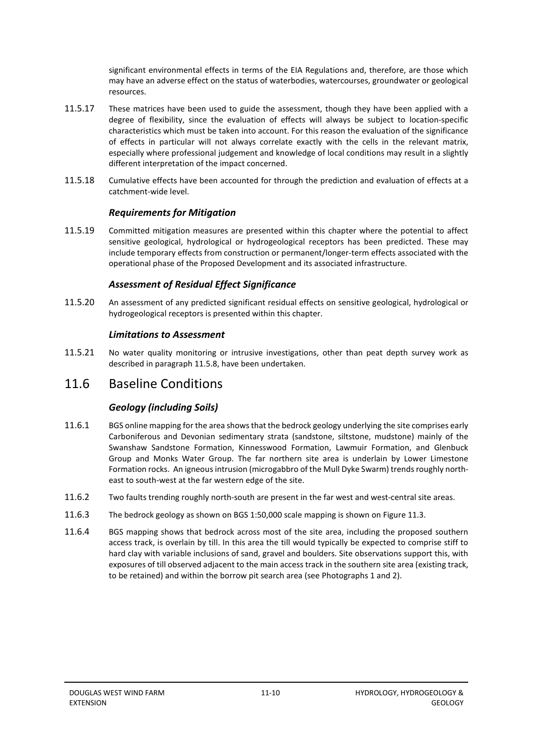significant environmental effects in terms of the EIA Regulations and, therefore, are those which may have an adverse effect on the status of waterbodies, watercourses, groundwater or geological resources.

11.5.17 These matrices have been used to guide the assessment, though they have been applied with a degree of flexibility, since the evaluation of effects will always be subject to location-specific characteristics which must be taken into account. For this reason the evaluation of the significance of effects in particular will not always correlate exactly with the cells in the relevant matrix, especially where professional judgement and knowledge of local conditions may result in a slightly different interpretation of the impact concerned.

11.5.18 Cumulative effects have been accounted for through the prediction and evaluation of effects at a catchment-wide level.

### *Requirements for Mitigation*

11.5.19 Committed mitigation measures are presented within this chapter where the potential to affect sensitive geological, hydrological or hydrogeological receptors has been predicted. These may include temporary effects from construction or permanent/longer-term effects associated with the operational phase of the Proposed Development and its associated infrastructure.

### *Assessment of Residual Effect Significance*

11.5.20 An assessment of any predicted significant residual effects on sensitive geological, hydrological or hydrogeological receptors is presented within this chapter.

### *Limitations to Assessment*

11.5.21 No water quality monitoring or intrusive investigations, other than peat depth survey work as described in paragraph 11.5.8, have been undertaken.

## 11.6 Baseline Conditions

### *Geology (including Soils)*

11.6.1 BGS online mapping for the area shows that the bedrock geology underlying the site comprises early Carboniferous and Devonian sedimentary strata (sandstone, siltstone, mudstone) mainly of the Swanshaw Sandstone Formation, Kinnesswood Formation, Lawmuir Formation, and Glenbuck Group and Monks Water Group. The far northern site area is underlain by Lower Limestone Formation rocks. An igneous intrusion (microgabbro of the Mull Dyke Swarm) trends roughly north-east to south-west at the far western edge of the site.

11.6.2 Two faults trending roughly north-south are present in the far west and west-central site areas.

11.6.3 The bedrock geology as shown on BGS 1:50,000 scale mapping is shown on Figure 11.3.

11.6.4 BGS mapping shows that bedrock across most of the site area, including the proposed southern access track, is overlain by till. In this area the till would typically be expected to comprise stiff to hard clay with variable inclusions of sand, gravel and boulders. Site observations support this, with exposures of till observed adjacent to the main access track in the southern site area (existing track, to be retained) and within the borrow pit search area (see Photographs 1 and 2).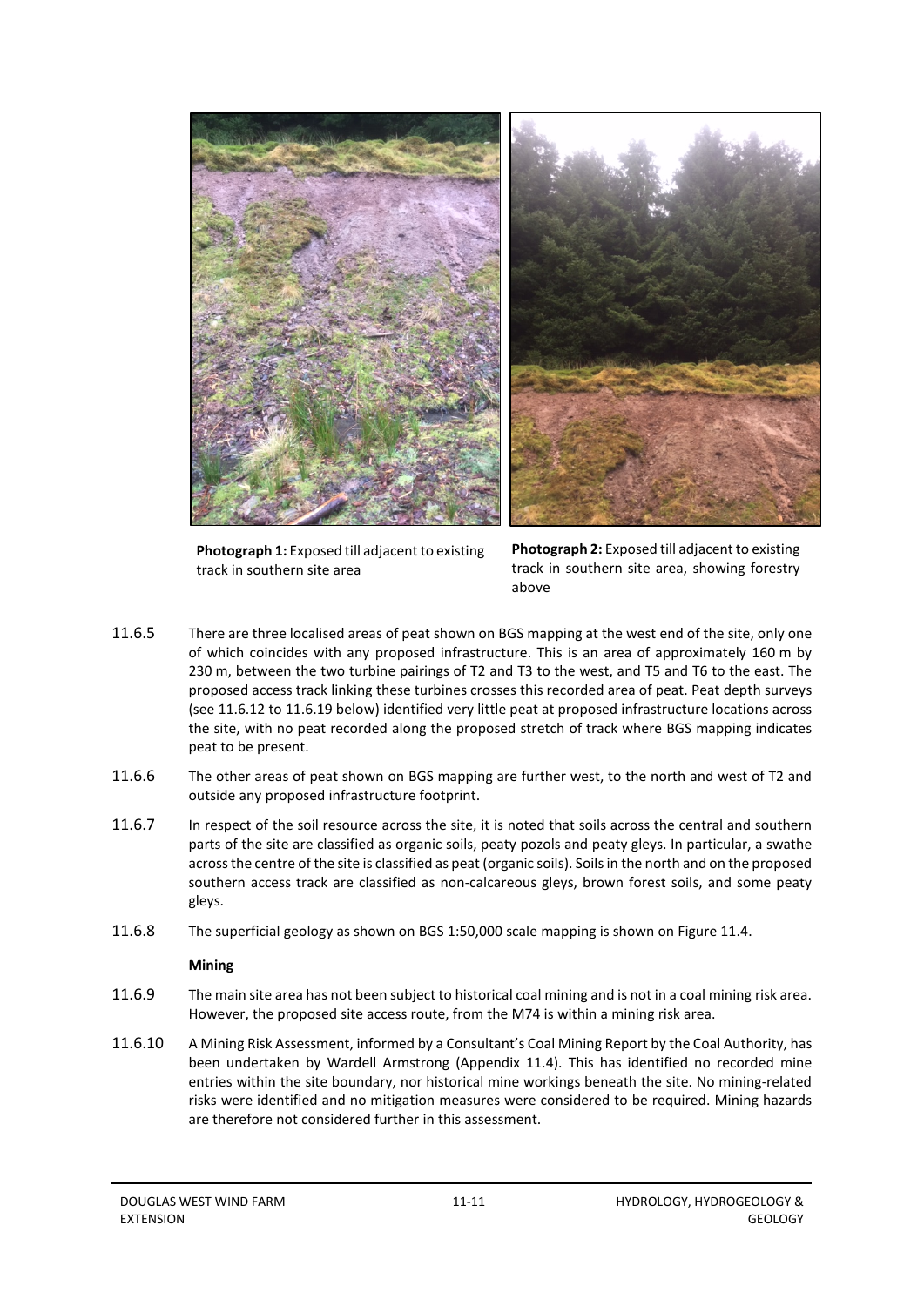**Photograph 1:** Exposed till adjacent to existing track in southern site area

**Photograph 2:** Exposed till adjacent to existing track in southern site area, showing forestry above

11.6.5 There are three localised areas of peat shown on BGS mapping at the west end of the site, only one of which coincides with any proposed infrastructure. This is an area of approximately 160 m by 230 m, between the two turbine pairings of T2 and T3 to the west, and T5 and T6 to the east. The proposed access track linking these turbines crosses this recorded area of peat. Peat depth surveys (see 11.6.12 to 11.6.19 below) identified very little peat at proposed infrastructure locations across the site, with no peat recorded along the proposed stretch of track where BGS mapping indicates peat to be present.

11.6.6 The other areas of peat shown on BGS mapping are further west, to the north and west of T2 and outside any proposed infrastructure footprint.

11.6.7 In respect of the soil resource across the site, it is noted that soils across the central and southern parts of the site are classified as organic soils, peaty pozols and peaty gleys. In particular, a swathe across the centre of the site is classified as peat (organic soils). Soils in the north and on the proposed southern access track are classified as non-calcareous gleys, brown forest soils, and some peaty gleys.

11.6.8 The superficial geology as shown on BGS 1:50,000 scale mapping is shown on Figure 11.4.

**Mining**

11.6.9 The main site area has not been subject to historical coal mining and is not in a coal mining risk area. However, the proposed site access route, from the M74 is within a mining risk area.

11.6.10 A Mining Risk Assessment, informed by a Consultant's Coal Mining Report by the Coal Authority, has been undertaken by Wardell Armstrong (Appendix 11.4). This has identified no recorded mine entries within the site boundary, nor historical mine workings beneath the site. No mining-related risks were identified and no mitigation measures were considered to be required. Mining hazards are therefore not considered further in this assessment.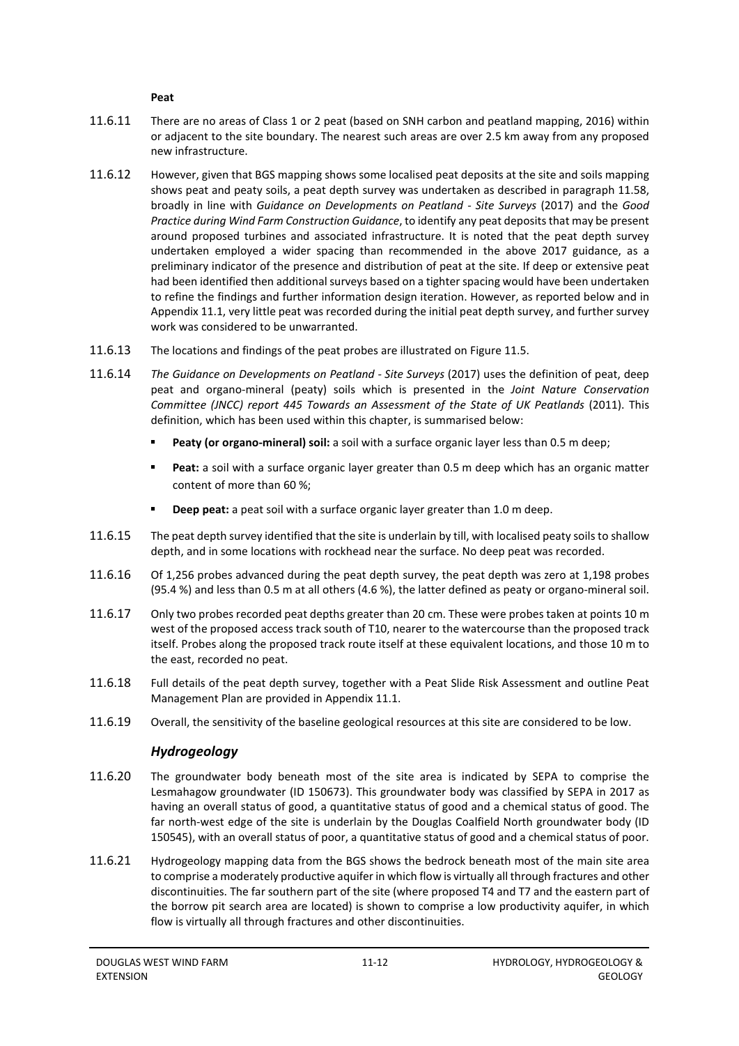**Peat**

11.6.11 There are no areas of Class 1 or 2 peat (based on SNH carbon and peatland mapping, 2016) within or adjacent to the site boundary. The nearest such areas are over 2.5 km away from any proposed new infrastructure.

11.6.12 However, given that BGS mapping shows some localised peat deposits at the site and soils mapping shows peat and peaty soils, a peat depth survey was undertaken as described in paragraph 11.58, broadly in line with *Guidance on Developments on Peatland - Site Surveys* (2017) and the *Good Practice during Wind Farm Construction Guidance*, to identify any peat deposits that may be present around proposed turbines and associated infrastructure. It is noted that the peat depth survey undertaken employed a wider spacing than recommended in the above 2017 guidance, as a preliminary indicator of the presence and distribution of peat at the site. If deep or extensive peat had been identified then additional surveys based on a tighter spacing would have been undertaken to refine the findings and further information design iteration. However, as reported below and in Appendix 11.1, very little peat was recorded during the initial peat depth survey, and further survey work was considered to be unwarranted.

11.6.13 The locations and findings of the peat probes are illustrated on Figure 11.5.

11.6.14 *The Guidance on Developments on Peatland - Site Surveys* (2017) uses the definition of peat, deep peat and organo-mineral (peaty) soils which is presented in the *Joint Nature Conservation Committee (JNCC) report 445 Towards an Assessment of the State of UK Peatlands* (2011). This definition, which has been used within this chapter, is summarised below:

- **Peaty (or organo-mineral) soil:** a soil with a surface organic layer less than 0.5 m deep;
- **Peat:** a soil with a surface organic layer greater than 0.5 m deep which has an organic matter content of more than 60 %;
- **Deep peat:** a peat soil with a surface organic layer greater than 1.0 m deep.

11.6.15 The peat depth survey identified that the site is underlain by till, with localised peaty soils to shallow depth, and in some locations with rockhead near the surface. No deep peat was recorded.

11.6.16 Of 1,256 probes advanced during the peat depth survey, the peat depth was zero at 1,198 probes (95.4 %) and less than 0.5 m at all others (4.6 %), the latter defined as peaty or organo-mineral soil.

11.6.17 Only two probes recorded peat depths greater than 20 cm. These were probes taken at points 10 m west of the proposed access track south of T10, nearer to the watercourse than the proposed track itself. Probes along the proposed track route itself at these equivalent locations, and those 10 m to the east, recorded no peat.

11.6.18 Full details of the peat depth survey, together with a Peat Slide Risk Assessment and outline Peat Management Plan are provided in Appendix 11.1.

11.6.19 Overall, the sensitivity of the baseline geological resources at this site are considered to be low.

### *Hydrogeology*

11.6.20 The groundwater body beneath most of the site area is indicated by SEPA to comprise the Lesmahagow groundwater (ID 150673). This groundwater body was classified by SEPA in 2017 as having an overall status of good, a quantitative status of good and a chemical status of good. The far north-west edge of the site is underlain by the Douglas Coalfield North groundwater body (ID 150545), with an overall status of poor, a quantitative status of good and a chemical status of poor.

11.6.21 Hydrogeology mapping data from the BGS shows the bedrock beneath most of the main site area to comprise a moderately productive aquifer in which flow is virtually all through fractures and other discontinuities. The far southern part of the site (where proposed T4 and T7 and the eastern part of the borrow pit search area are located) is shown to comprise a low productivity aquifer, in which flow is virtually all through fractures and other discontinuities.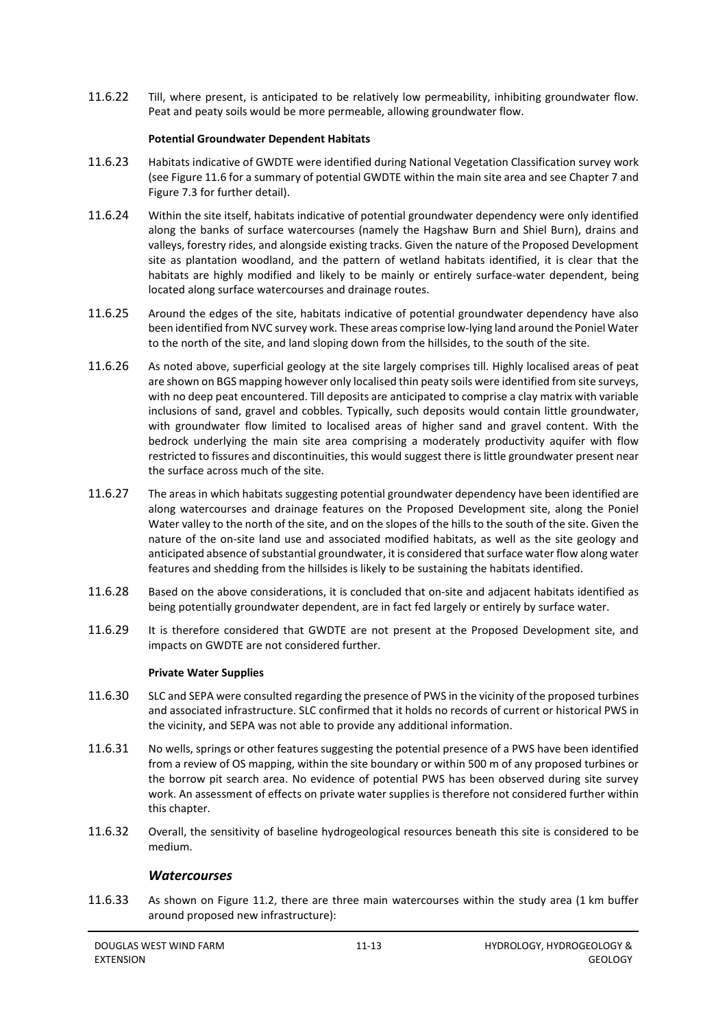11.6.22 Till, where present, is anticipated to be relatively low permeability, inhibiting groundwater flow. Peat and peaty soils would be more permeable, allowing groundwater flow.

**Potential Groundwater Dependent Habitats**

11.6.23 Habitats indicative of GWDTE were identified during National Vegetation Classification survey work (see Figure 11.6 for a summary of potential GWDTE within the main site area and see Chapter 7 and Figure 7.3 for further detail).

11.6.24 Within the site itself, habitats indicative of potential groundwater dependency were only identified along the banks of surface watercourses (namely the Hagshaw Burn and Shiel Burn), drains and valleys, forestry rides, and alongside existing tracks. Given the nature of the Proposed Development site as plantation woodland, and the pattern of wetland habitats identified, it is clear that the habitats are highly modified and likely to be mainly or entirely surface-water dependent, being located along surface watercourses and drainage routes.

11.6.25 Around the edges of the site, habitats indicative of potential groundwater dependency have also been identified from NVC survey work. These areas comprise low-lying land around the Poniel Water to the north of the site, and land sloping down from the hillsides, to the south of the site.

11.6.26 As noted above, superficial geology at the site largely comprises till. Highly localised areas of peat are shown on BGS mapping however only localised thin peaty soils were identified from site surveys, with no deep peat encountered. Till deposits are anticipated to comprise a clay matrix with variable inclusions of sand, gravel and cobbles. Typically, such deposits would contain little groundwater, with groundwater flow limited to localised areas of higher sand and gravel content. With the bedrock underlying the main site area comprising a moderately productivity aquifer with flow restricted to fissures and discontinuities, this would suggest there is little groundwater present near the surface across much of the site.

11.6.27 The areas in which habitats suggesting potential groundwater dependency have been identified are along watercourses and drainage features on the Proposed Development site, along the Poniel Water valley to the north of the site, and on the slopes of the hills to the south of the site. Given the nature of the on-site land use and associated modified habitats, as well as the site geology and anticipated absence of substantial groundwater, it is considered that surface water flow along water features and shedding from the hillsides is likely to be sustaining the habitats identified.

11.6.28 Based on the above considerations, it is concluded that on-site and adjacent habitats identified as being potentially groundwater dependent, are in fact fed largely or entirely by surface water.

11.6.29 It is therefore considered that GWDTE are not present at the Proposed Development site, and impacts on GWDTE are not considered further.

**Private Water Supplies**

11.6.30 SLC and SEPA were consulted regarding the presence of PWS in the vicinity of the proposed turbines and associated infrastructure. SLC confirmed that it holds no records of current or historical PWS in the vicinity, and SEPA was not able to provide any additional information.

11.6.31 No wells, springs or other features suggesting the potential presence of a PWS have been identified from a review of OS mapping, within the site boundary or within 500 m of any proposed turbines or the borrow pit search area. No evidence of potential PWS has been observed during site survey work. An assessment of effects on private water supplies is therefore not considered further within this chapter.

11.6.32 Overall, the sensitivity of baseline hydrogeological resources beneath this site is considered to be medium.

### *Watercourses*

11.6.33 As shown on Figure 11.2, there are three main watercourses within the study area (1 km buffer around proposed new infrastructure):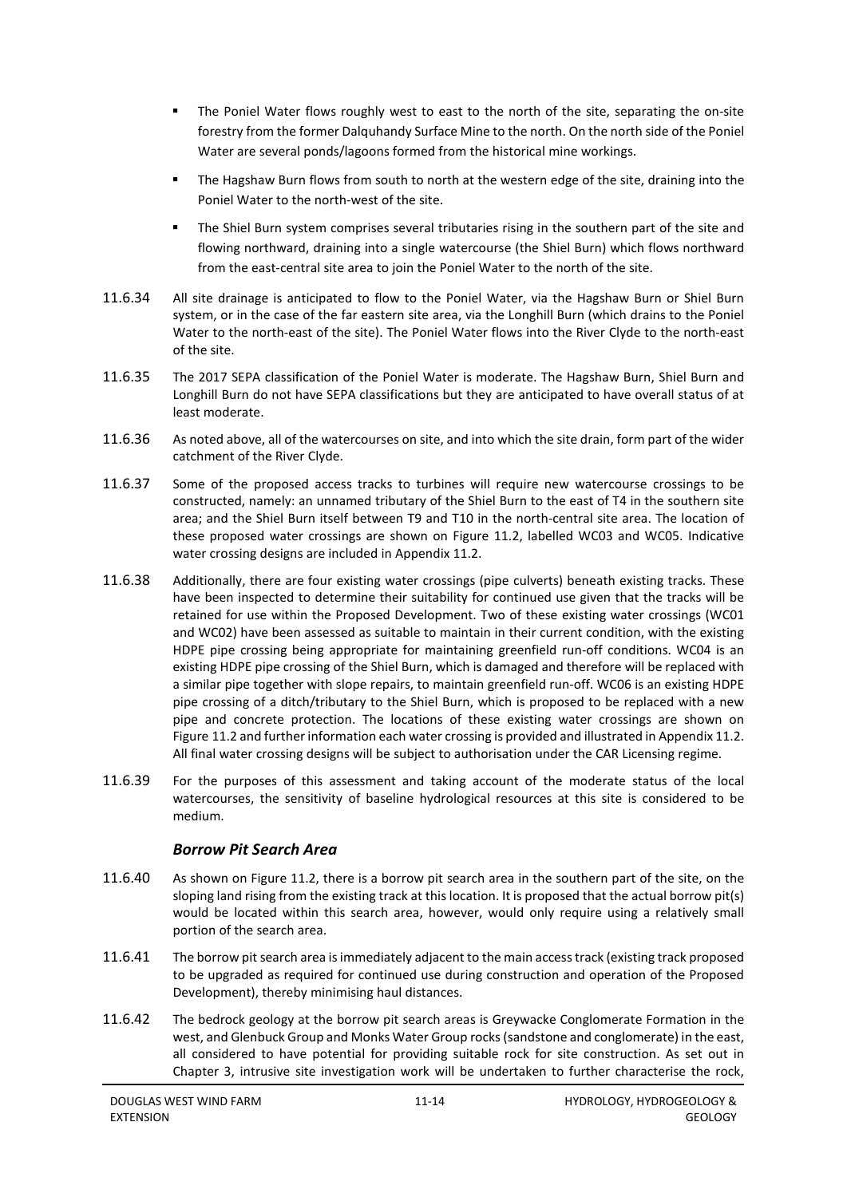- The Poniel Water flows roughly west to east to the north of the site, separating the on-site forestry from the former Dalquhandy Surface Mine to the north. On the north side of the Poniel Water are several ponds/lagoons formed from the historical mine workings.
- The Hagshaw Burn flows from south to north at the western edge of the site, draining into the Poniel Water to the north-west of the site.
- The Shiel Burn system comprises several tributaries rising in the southern part of the site and flowing northward, draining into a single watercourse (the Shiel Burn) which flows northward from the east-central site area to join the Poniel Water to the north of the site.

11.6.34 All site drainage is anticipated to flow to the Poniel Water, via the Hagshaw Burn or Shiel Burn system, or in the case of the far eastern site area, via the Longhill Burn (which drains to the Poniel Water to the north-east of the site). The Poniel Water flows into the River Clyde to the north-east of the site.

11.6.35 The 2017 SEPA classification of the Poniel Water is moderate. The Hagshaw Burn, Shiel Burn and Longhill Burn do not have SEPA classifications but they are anticipated to have overall status of at least moderate.

11.6.36 As noted above, all of the watercourses on site, and into which the site drain, form part of the wider catchment of the River Clyde.

11.6.37 Some of the proposed access tracks to turbines will require new watercourse crossings to be constructed, namely: an unnamed tributary of the Shiel Burn to the east of T4 in the southern site area; and the Shiel Burn itself between T9 and T10 in the north-central site area. The location of these proposed water crossings are shown on Figure 11.2, labelled WC03 and WC05. Indicative water crossing designs are included in Appendix 11.2.

11.6.38 Additionally, there are four existing water crossings (pipe culverts) beneath existing tracks. These have been inspected to determine their suitability for continued use given that the tracks will be retained for use within the Proposed Development. Two of these existing water crossings (WC01 and WC02) have been assessed as suitable to maintain in their current condition, with the existing HDPE pipe crossing being appropriate for maintaining greenfield run-off conditions. WC04 is an existing HDPE pipe crossing of the Shiel Burn, which is damaged and therefore will be replaced with a similar pipe together with slope repairs, to maintain greenfield run-off. WC06 is an existing HDPE pipe crossing of a ditch/tributary to the Shiel Burn, which is proposed to be replaced with a new pipe and concrete protection. The locations of these existing water crossings are shown on Figure 11.2 and further information each water crossing is provided and illustrated in Appendix 11.2. All final water crossing designs will be subject to authorisation under the CAR Licensing regime.

11.6.39 For the purposes of this assessment and taking account of the moderate status of the local watercourses, the sensitivity of baseline hydrological resources at this site is considered to be medium.

### *Borrow Pit Search Area*

11.6.40 As shown on Figure 11.2, there is a borrow pit search area in the southern part of the site, on the sloping land rising from the existing track at this location. It is proposed that the actual borrow pit(s) would be located within this search area, however, would only require using a relatively small portion of the search area.

11.6.41 The borrow pit search area is immediately adjacent to the main access track (existing track proposed to be upgraded as required for continued use during construction and operation of the Proposed Development), thereby minimising haul distances.

11.6.42 The bedrock geology at the borrow pit search areas is Greywacke Conglomerate Formation in the west, and Glenbuck Group and Monks Water Group rocks (sandstone and conglomerate) in the east, all considered to have potential for providing suitable rock for site construction. As set out in Chapter 3, intrusive site investigation work will be undertaken to further characterise the rock,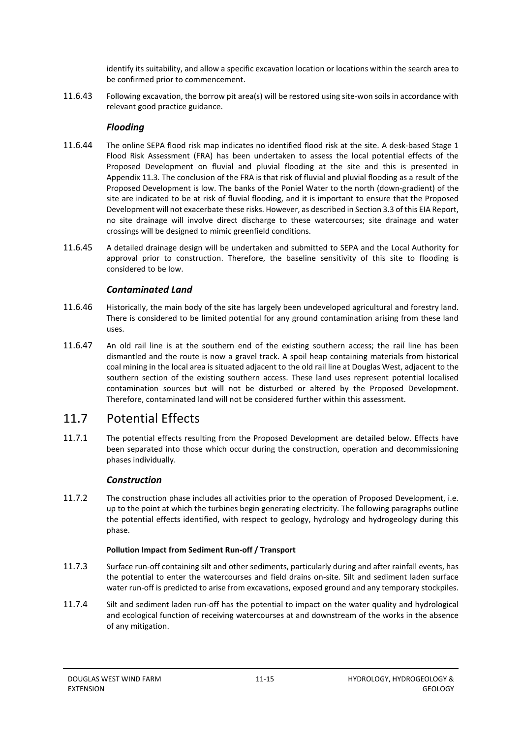identify its suitability, and allow a specific excavation location or locations within the search area to be confirmed prior to commencement.

11.6.43 Following excavation, the borrow pit area(s) will be restored using site-won soils in accordance with relevant good practice guidance.

### *Flooding*

11.6.44 The online SEPA flood risk map indicates no identified flood risk at the site. A desk-based Stage 1 Flood Risk Assessment (FRA) has been undertaken to assess the local potential effects of the Proposed Development on fluvial and pluvial flooding at the site and this is presented in Appendix 11.3. The conclusion of the FRA is that risk of fluvial and pluvial flooding as a result of the Proposed Development is low. The banks of the Poniel Water to the north (down-gradient) of the site are indicated to be at risk of fluvial flooding, and it is important to ensure that the Proposed Development will not exacerbate these risks. However, as described in Section 3.3 of this EIA Report, no site drainage will involve direct discharge to these watercourses; site drainage and water crossings will be designed to mimic greenfield conditions.

11.6.45 A detailed drainage design will be undertaken and submitted to SEPA and the Local Authority for approval prior to construction. Therefore, the baseline sensitivity of this site to flooding is considered to be low.

### *Contaminated Land*

11.6.46 Historically, the main body of the site has largely been undeveloped agricultural and forestry land. There is considered to be limited potential for any ground contamination arising from these land uses.

11.6.47 An old rail line is at the southern end of the existing southern access; the rail line has been dismantled and the route is now a gravel track. A spoil heap containing materials from historical coal mining in the local area is situated adjacent to the old rail line at Douglas West, adjacent to the southern section of the existing southern access. These land uses represent potential localised contamination sources but will not be disturbed or altered by the Proposed Development. Therefore, contaminated land will not be considered further within this assessment.

## 11.7 Potential Effects

11.7.1 The potential effects resulting from the Proposed Development are detailed below. Effects have been separated into those which occur during the construction, operation and decommissioning phases individually.

### *Construction*

11.7.2 The construction phase includes all activities prior to the operation of Proposed Development, i.e. up to the point at which the turbines begin generating electricity. The following paragraphs outline the potential effects identified, with respect to geology, hydrology and hydrogeology during this phase.

#### Pollution Impact from Sediment Run-off / Transport

11.7.3 Surface run-off containing silt and other sediments, particularly during and after rainfall events, has the potential to enter the watercourses and field drains on-site. Silt and sediment laden surface water run-off is predicted to arise from excavations, exposed ground and any temporary stockpiles.

11.7.4 Silt and sediment laden run-off has the potential to impact on the water quality and hydrological and ecological function of receiving watercourses at and downstream of the works in the absence of any mitigation.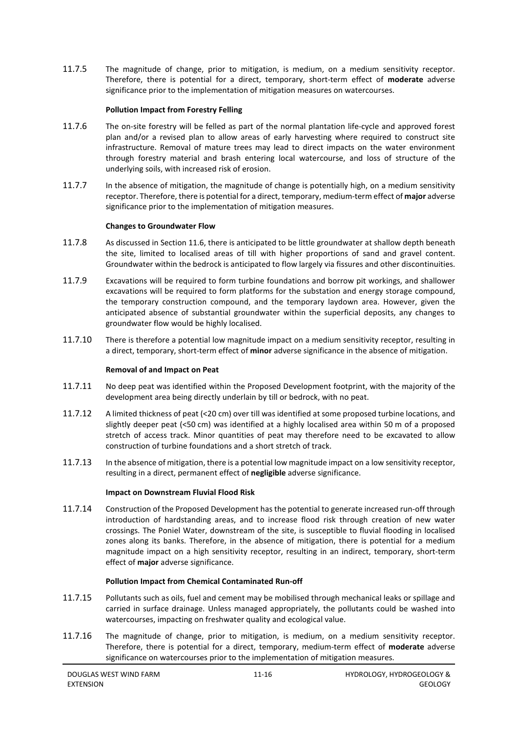11.7.5 The magnitude of change, prior to mitigation, is medium, on a medium sensitivity receptor. Therefore, there is potential for a direct, temporary, short-term effect of **moderate** adverse significance prior to the implementation of mitigation measures on watercourses.

**Pollution Impact from Forestry Felling**

11.7.6 The on-site forestry will be felled as part of the normal plantation life-cycle and approved forest plan and/or a revised plan to allow areas of early harvesting where required to construct site infrastructure. Removal of mature trees may lead to direct impacts on the water environment through forestry material and brash entering local watercourse, and loss of structure of the underlying soils, with increased risk of erosion.

11.7.7 In the absence of mitigation, the magnitude of change is potentially high, on a medium sensitivity receptor. Therefore, there is potential for a direct, temporary, medium-term effect of **major** adverse significance prior to the implementation of mitigation measures.

**Changes to Groundwater Flow**

11.7.8 As discussed in Section 11.6, there is anticipated to be little groundwater at shallow depth beneath the site, limited to localised areas of till with higher proportions of sand and gravel content. Groundwater within the bedrock is anticipated to flow largely via fissures and other discontinuities.

11.7.9 Excavations will be required to form turbine foundations and borrow pit workings, and shallower excavations will be required to form platforms for the substation and energy storage compound, the temporary construction compound, and the temporary laydown area. However, given the anticipated absence of substantial groundwater within the superficial deposits, any changes to groundwater flow would be highly localised.

11.7.10 There is therefore a potential low magnitude impact on a medium sensitivity receptor, resulting in a direct, temporary, short-term effect of **minor** adverse significance in the absence of mitigation.

**Removal of and Impact on Peat**

11.7.11 No deep peat was identified within the Proposed Development footprint, with the majority of the development area being directly underlain by till or bedrock, with no peat.

11.7.12 A limited thickness of peat (<20 cm) over till was identified at some proposed turbine locations, and slightly deeper peat (<50 cm) was identified at a highly localised area within 50 m of a proposed stretch of access track. Minor quantities of peat may therefore need to be excavated to allow construction of turbine foundations and a short stretch of track.

11.7.13 In the absence of mitigation, there is a potential low magnitude impact on a low sensitivity receptor, resulting in a direct, permanent effect of **negligible** adverse significance.

**Impact on Downstream Fluvial Flood Risk**

11.7.14 Construction of the Proposed Development has the potential to generate increased run-off through introduction of hardstanding areas, and to increase flood risk through creation of new water crossings. The Poniel Water, downstream of the site, is susceptible to fluvial flooding in localised zones along its banks. Therefore, in the absence of mitigation, there is potential for a medium magnitude impact on a high sensitivity receptor, resulting in an indirect, temporary, short-term effect of **major** adverse significance.

**Pollution Impact from Chemical Contaminated Run-off**

11.7.15 Pollutants such as oils, fuel and cement may be mobilised through mechanical leaks or spillage and carried in surface drainage. Unless managed appropriately, the pollutants could be washed into watercourses, impacting on freshwater quality and ecological value.

11.7.16 The magnitude of change, prior to mitigation, is medium, on a medium sensitivity receptor. Therefore, there is potential for a direct, temporary, medium-term effect of **moderate** adverse significance on watercourses prior to the implementation of mitigation measures.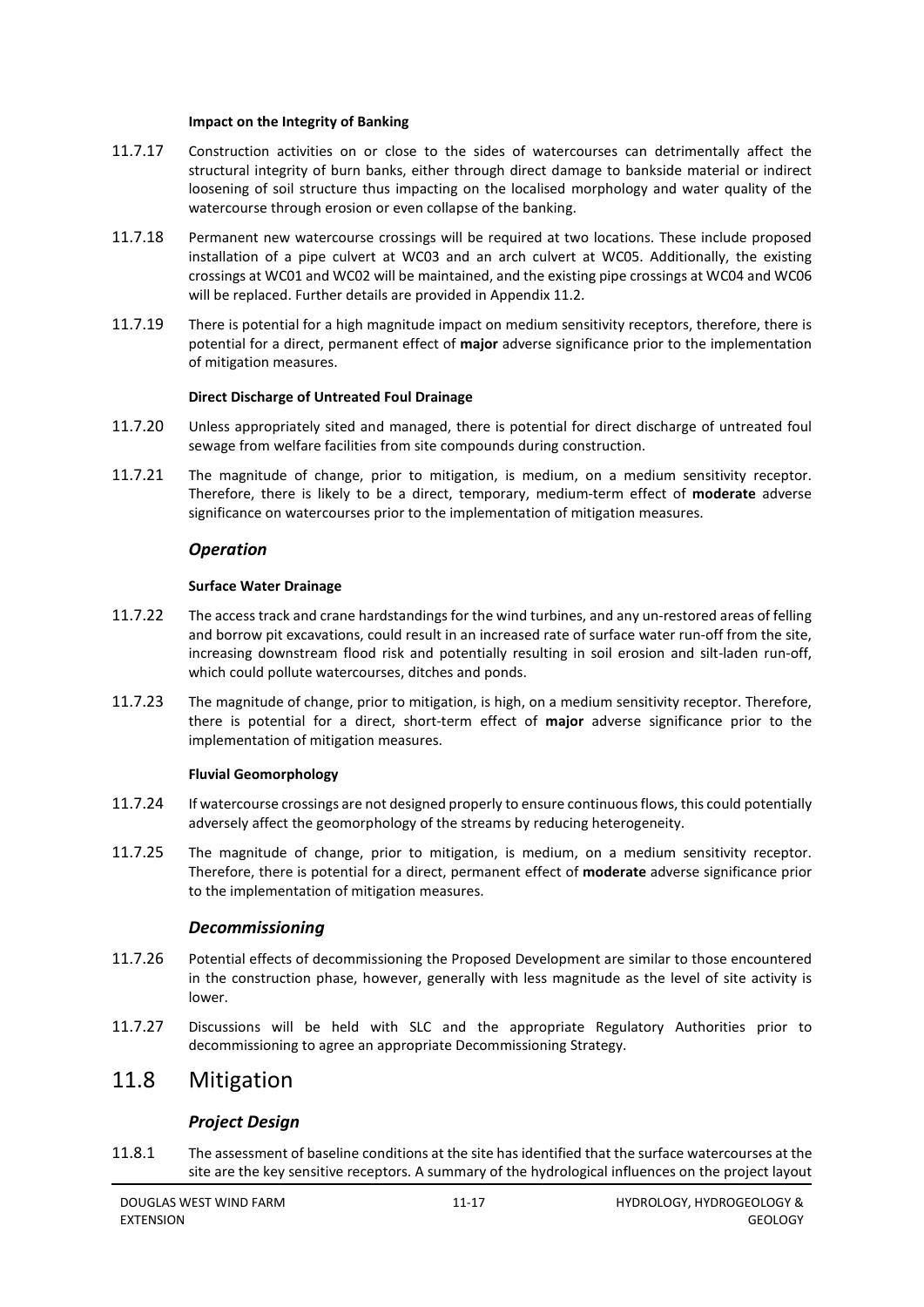#### Impact on the Integrity of Banking

11.7.17 Construction activities on or close to the sides of watercourses can detrimentally affect the structural integrity of burn banks, either through direct damage to bankside material or indirect loosening of soil structure thus impacting on the localised morphology and water quality of the watercourse through erosion or even collapse of the banking.

11.7.18 Permanent new watercourse crossings will be required at two locations. These include proposed installation of a pipe culvert at WC03 and an arch culvert at WC05. Additionally, the existing crossings at WC01 and WC02 will be maintained, and the existing pipe crossings at WC04 and WC06 will be replaced. Further details are provided in Appendix 11.2.

11.7.19 There is potential for a high magnitude impact on medium sensitivity receptors, therefore, there is potential for a direct, permanent effect of **major** adverse significance prior to the implementation of mitigation measures.

#### Direct Discharge of Untreated Foul Drainage

11.7.20 Unless appropriately sited and managed, there is potential for direct discharge of untreated foul sewage from welfare facilities from site compounds during construction.

11.7.21 The magnitude of change, prior to mitigation, is medium, on a medium sensitivity receptor. Therefore, there is likely to be a direct, temporary, medium-term effect of **moderate** adverse significance on watercourses prior to the implementation of mitigation measures.

### *Operation*

#### Surface Water Drainage

11.7.22 The access track and crane hardstandings for the wind turbines, and any un-restored areas of felling and borrow pit excavations, could result in an increased rate of surface water run-off from the site, increasing downstream flood risk and potentially resulting in soil erosion and silt-laden run-off, which could pollute watercourses, ditches and ponds.

11.7.23 The magnitude of change, prior to mitigation, is high, on a medium sensitivity receptor. Therefore, there is potential for a direct, short-term effect of **major** adverse significance prior to the implementation of mitigation measures.

#### Fluvial Geomorphology

11.7.24 If watercourse crossings are not designed properly to ensure continuous flows, this could potentially adversely affect the geomorphology of the streams by reducing heterogeneity.

11.7.25 The magnitude of change, prior to mitigation, is medium, on a medium sensitivity receptor. Therefore, there is potential for a direct, permanent effect of **moderate** adverse significance prior to the implementation of mitigation measures.

### *Decommissioning*

11.7.26 Potential effects of decommissioning the Proposed Development are similar to those encountered in the construction phase, however, generally with less magnitude as the level of site activity is lower.

11.7.27 Discussions will be held with SLC and the appropriate Regulatory Authorities prior to decommissioning to agree an appropriate Decommissioning Strategy.

## 11.8 Mitigation

### *Project Design*

11.8.1 The assessment of baseline conditions at the site has identified that the surface watercourses at the site are the key sensitive receptors. A summary of the hydrological influences on the project layout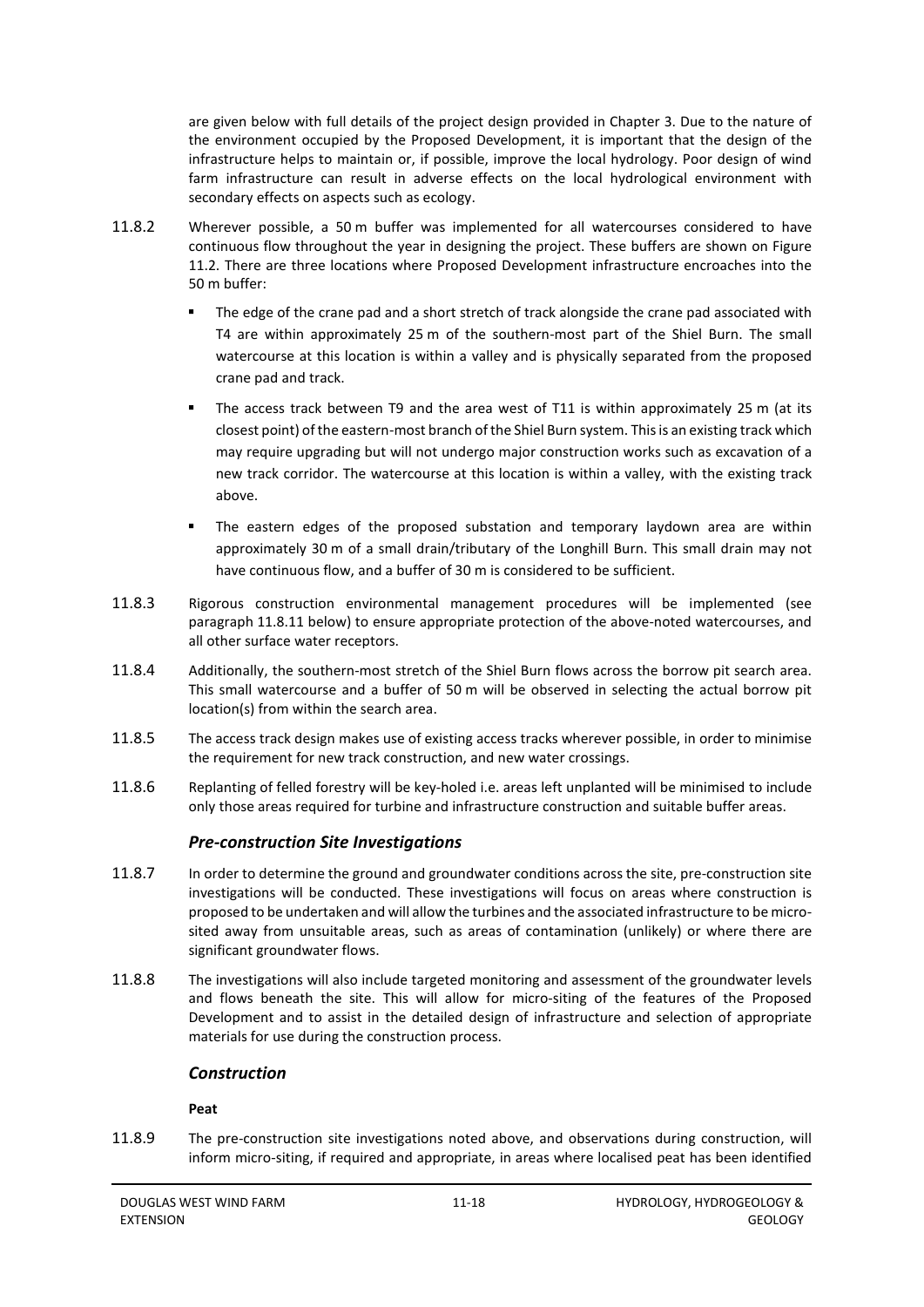are given below with full details of the project design provided in Chapter 3. Due to the nature of the environment occupied by the Proposed Development, it is important that the design of the infrastructure helps to maintain or, if possible, improve the local hydrology. Poor design of wind farm infrastructure can result in adverse effects on the local hydrological environment with secondary effects on aspects such as ecology.

11.8.2 Wherever possible, a 50 m buffer was implemented for all watercourses considered to have continuous flow throughout the year in designing the project. These buffers are shown on Figure 11.2. There are three locations where Proposed Development infrastructure encroaches into the 50 m buffer:

- The edge of the crane pad and a short stretch of track alongside the crane pad associated with T4 are within approximately 25 m of the southern-most part of the Shiel Burn. The small watercourse at this location is within a valley and is physically separated from the proposed crane pad and track.
- The access track between T9 and the area west of T11 is within approximately 25 m (at its closest point) of the eastern-most branch of the Shiel Burn system. This is an existing track which may require upgrading but will not undergo major construction works such as excavation of a new track corridor. The watercourse at this location is within a valley, with the existing track above.
- The eastern edges of the proposed substation and temporary laydown area are within approximately 30 m of a small drain/tributary of the Longhill Burn. This small drain may not have continuous flow, and a buffer of 30 m is considered to be sufficient.

11.8.3 Rigorous construction environmental management procedures will be implemented (see paragraph 11.8.11 below) to ensure appropriate protection of the above-noted watercourses, and all other surface water receptors.

11.8.4 Additionally, the southern-most stretch of the Shiel Burn flows across the borrow pit search area. This small watercourse and a buffer of 50 m will be observed in selecting the actual borrow pit location(s) from within the search area.

11.8.5 The access track design makes use of existing access tracks wherever possible, in order to minimise the requirement for new track construction, and new water crossings.

11.8.6 Replanting of felled forestry will be key-holed i.e. areas left unplanted will be minimised to include only those areas required for turbine and infrastructure construction and suitable buffer areas.

### *Pre-construction Site Investigations*

11.8.7 In order to determine the ground and groundwater conditions across the site, pre-construction site investigations will be conducted. These investigations will focus on areas where construction is proposed to be undertaken and will allow the turbines and the associated infrastructure to be micro-sited away from unsuitable areas, such as areas of contamination (unlikely) or where there are significant groundwater flows.

11.8.8 The investigations will also include targeted monitoring and assessment of the groundwater levels and flows beneath the site. This will allow for micro-siting of the features of the Proposed Development and to assist in the detailed design of infrastructure and selection of appropriate materials for use during the construction process.

### *Construction*

**Peat**

11.8.9 The pre-construction site investigations noted above, and observations during construction, will inform micro-siting, if required and appropriate, in areas where localised peat has been identified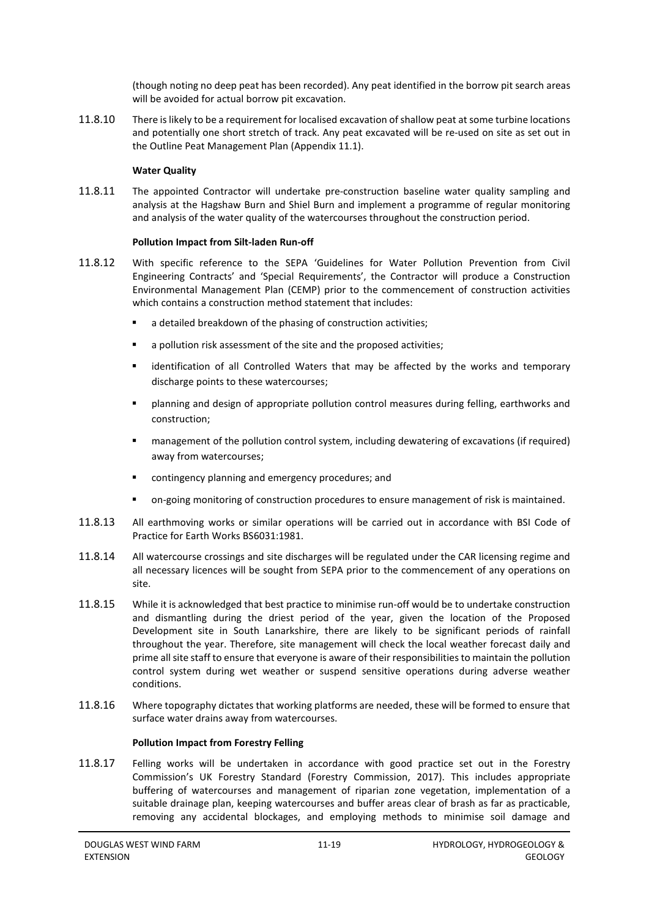(though noting no deep peat has been recorded). Any peat identified in the borrow pit search areas will be avoided for actual borrow pit excavation.

11.8.10 There is likely to be a requirement for localised excavation of shallow peat at some turbine locations and potentially one short stretch of track. Any peat excavated will be re-used on site as set out in the Outline Peat Management Plan (Appendix 11.1).

**Water Quality**

11.8.11 The appointed Contractor will undertake pre-construction baseline water quality sampling and analysis at the Hagshaw Burn and Shiel Burn and implement a programme of regular monitoring and analysis of the water quality of the watercourses throughout the construction period.

**Pollution Impact from Silt-laden Run-off**

11.8.12 With specific reference to the SEPA 'Guidelines for Water Pollution Prevention from Civil Engineering Contracts' and 'Special Requirements', the Contractor will produce a Construction Environmental Management Plan (CEMP) prior to the commencement of construction activities which contains a construction method statement that includes:

- a detailed breakdown of the phasing of construction activities;
- a pollution risk assessment of the site and the proposed activities;
- identification of all Controlled Waters that may be affected by the works and temporary discharge points to these watercourses;
- planning and design of appropriate pollution control measures during felling, earthworks and construction;
- management of the pollution control system, including dewatering of excavations (if required) away from watercourses;
- contingency planning and emergency procedures; and
- on-going monitoring of construction procedures to ensure management of risk is maintained.

11.8.13 All earthmoving works or similar operations will be carried out in accordance with BSI Code of Practice for Earth Works BS6031:1981.

11.8.14 All watercourse crossings and site discharges will be regulated under the CAR licensing regime and all necessary licences will be sought from SEPA prior to the commencement of any operations on site.

11.8.15 While it is acknowledged that best practice to minimise run-off would be to undertake construction and dismantling during the driest period of the year, given the location of the Proposed Development site in South Lanarkshire, there are likely to be significant periods of rainfall throughout the year. Therefore, site management will check the local weather forecast daily and prime all site staff to ensure that everyone is aware of their responsibilities to maintain the pollution control system during wet weather or suspend sensitive operations during adverse weather conditions.

11.8.16 Where topography dictates that working platforms are needed, these will be formed to ensure that surface water drains away from watercourses.

**Pollution Impact from Forestry Felling**

11.8.17 Felling works will be undertaken in accordance with good practice set out in the Forestry Commission's UK Forestry Standard (Forestry Commission, 2017). This includes appropriate buffering of watercourses and management of riparian zone vegetation, implementation of a suitable drainage plan, keeping watercourses and buffer areas clear of brash as far as practicable, removing any accidental blockages, and employing methods to minimise soil damage and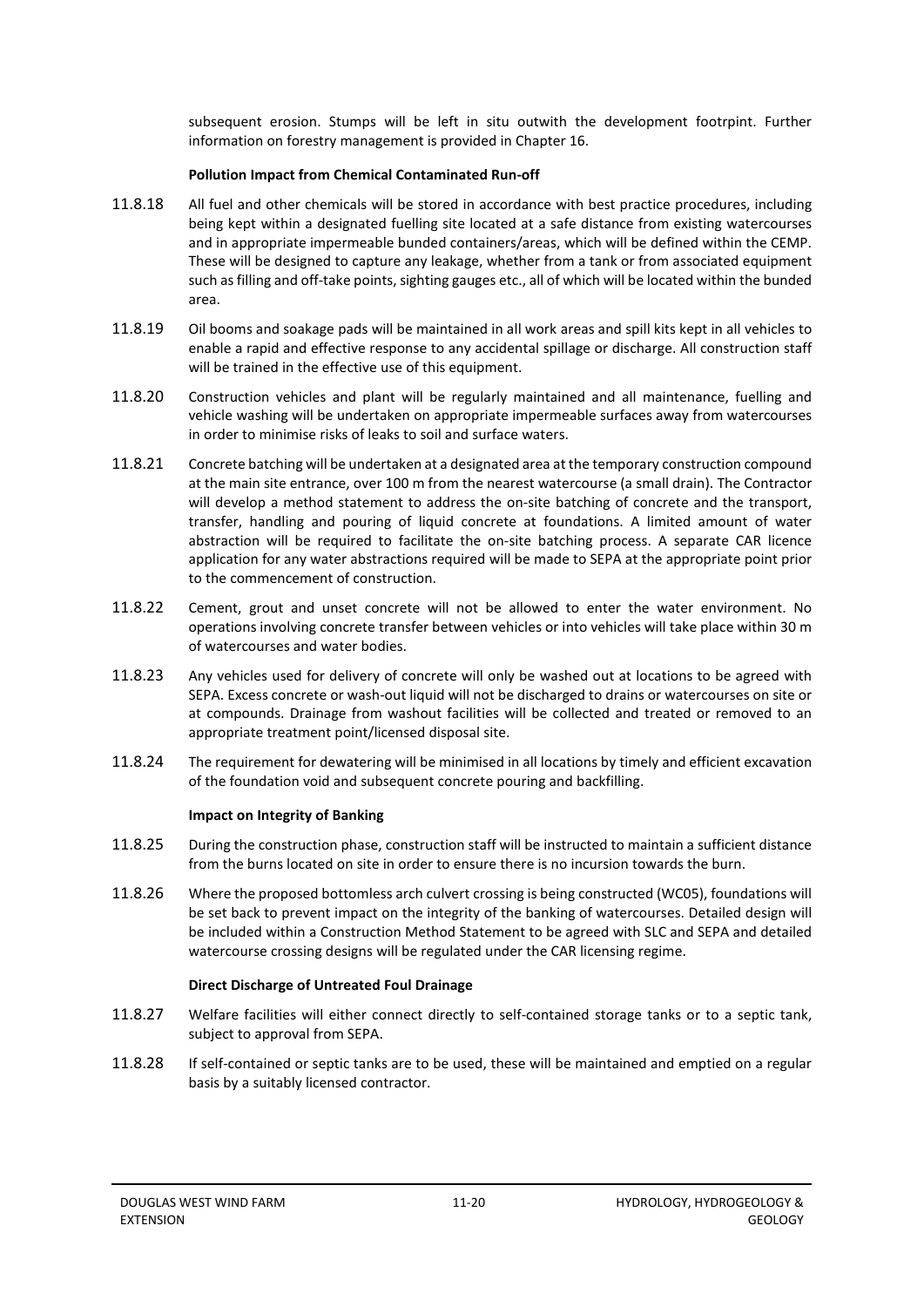subsequent erosion. Stumps will be left in situ outwith the development footrpint. Further information on forestry management is provided in Chapter 16.

**Pollution Impact from Chemical Contaminated Run-off**

11.8.18 All fuel and other chemicals will be stored in accordance with best practice procedures, including being kept within a designated fuelling site located at a safe distance from existing watercourses and in appropriate impermeable bunded containers/areas, which will be defined within the CEMP. These will be designed to capture any leakage, whether from a tank or from associated equipment such as filling and off-take points, sighting gauges etc., all of which will be located within the bunded area.

11.8.19 Oil booms and soakage pads will be maintained in all work areas and spill kits kept in all vehicles to enable a rapid and effective response to any accidental spillage or discharge. All construction staff will be trained in the effective use of this equipment.

11.8.20 Construction vehicles and plant will be regularly maintained and all maintenance, fuelling and vehicle washing will be undertaken on appropriate impermeable surfaces away from watercourses in order to minimise risks of leaks to soil and surface waters.

11.8.21 Concrete batching will be undertaken at a designated area at the temporary construction compound at the main site entrance, over 100 m from the nearest watercourse (a small drain). The Contractor will develop a method statement to address the on-site batching of concrete and the transport, transfer, handling and pouring of liquid concrete at foundations. A limited amount of water abstraction will be required to facilitate the on-site batching process. A separate CAR licence application for any water abstractions required will be made to SEPA at the appropriate point prior to the commencement of construction.

11.8.22 Cement, grout and unset concrete will not be allowed to enter the water environment. No operations involving concrete transfer between vehicles or into vehicles will take place within 30 m of watercourses and water bodies.

11.8.23 Any vehicles used for delivery of concrete will only be washed out at locations to be agreed with SEPA. Excess concrete or wash-out liquid will not be discharged to drains or watercourses on site or at compounds. Drainage from washout facilities will be collected and treated or removed to an appropriate treatment point/licensed disposal site.

11.8.24 The requirement for dewatering will be minimised in all locations by timely and efficient excavation of the foundation void and subsequent concrete pouring and backfilling.

**Impact on Integrity of Banking**

11.8.25 During the construction phase, construction staff will be instructed to maintain a sufficient distance from the burns located on site in order to ensure there is no incursion towards the burn.

11.8.26 Where the proposed bottomless arch culvert crossing is being constructed (WC05), foundations will be set back to prevent impact on the integrity of the banking of watercourses. Detailed design will be included within a Construction Method Statement to be agreed with SLC and SEPA and detailed watercourse crossing designs will be regulated under the CAR licensing regime.

**Direct Discharge of Untreated Foul Drainage**

11.8.27 Welfare facilities will either connect directly to self-contained storage tanks or to a septic tank, subject to approval from SEPA.

11.8.28 If self-contained or septic tanks are to be used, these will be maintained and emptied on a regular basis by a suitably licensed contractor.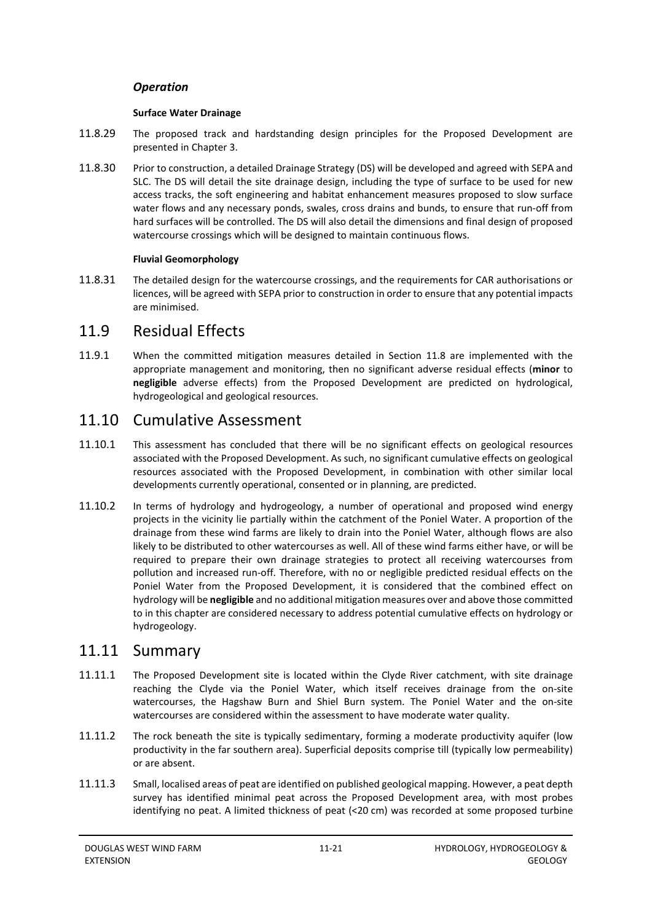### *Operation*

#### **Surface Water Drainage**

11.8.29 The proposed track and hardstanding design principles for the Proposed Development are presented in Chapter 3.

11.8.30 Prior to construction, a detailed Drainage Strategy (DS) will be developed and agreed with SEPA and SLC. The DS will detail the site drainage design, including the type of surface to be used for new access tracks, the soft engineering and habitat enhancement measures proposed to slow surface water flows and any necessary ponds, swales, cross drains and bunds, to ensure that run-off from hard surfaces will be controlled. The DS will also detail the dimensions and final design of proposed watercourse crossings which will be designed to maintain continuous flows.

#### **Fluvial Geomorphology**

11.8.31 The detailed design for the watercourse crossings, and the requirements for CAR authorisations or licences, will be agreed with SEPA prior to construction in order to ensure that any potential impacts are minimised.

## 11.9 Residual Effects

11.9.1 When the committed mitigation measures detailed in Section 11.8 are implemented with the appropriate management and monitoring, then no significant adverse residual effects (**minor** to **negligible** adverse effects) from the Proposed Development are predicted on hydrological, hydrogeological and geological resources.

## 11.10 Cumulative Assessment

11.10.1 This assessment has concluded that there will be no significant effects on geological resources associated with the Proposed Development. As such, no significant cumulative effects on geological resources associated with the Proposed Development, in combination with other similar local developments currently operational, consented or in planning, are predicted.

11.10.2 In terms of hydrology and hydrogeology, a number of operational and proposed wind energy projects in the vicinity lie partially within the catchment of the Poniel Water. A proportion of the drainage from these wind farms are likely to drain into the Poniel Water, although flows are also likely to be distributed to other watercourses as well. All of these wind farms either have, or will be required to prepare their own drainage strategies to protect all receiving watercourses from pollution and increased run-off. Therefore, with no or negligible predicted residual effects on the Poniel Water from the Proposed Development, it is considered that the combined effect on hydrology will be **negligible** and no additional mitigation measures over and above those committed to in this chapter are considered necessary to address potential cumulative effects on hydrology or hydrogeology.

## 11.11 Summary

11.11.1 The Proposed Development site is located within the Clyde River catchment, with site drainage reaching the Clyde via the Poniel Water, which itself receives drainage from the on-site watercourses, the Hagshaw Burn and Shiel Burn system. The Poniel Water and the on-site watercourses are considered within the assessment to have moderate water quality.

11.11.2 The rock beneath the site is typically sedimentary, forming a moderate productivity aquifer (low productivity in the far southern area). Superficial deposits comprise till (typically low permeability) or are absent.

11.11.3 Small, localised areas of peat are identified on published geological mapping. However, a peat depth survey has identified minimal peat across the Proposed Development area, with most probes identifying no peat. A limited thickness of peat (<20 cm) was recorded at some proposed turbine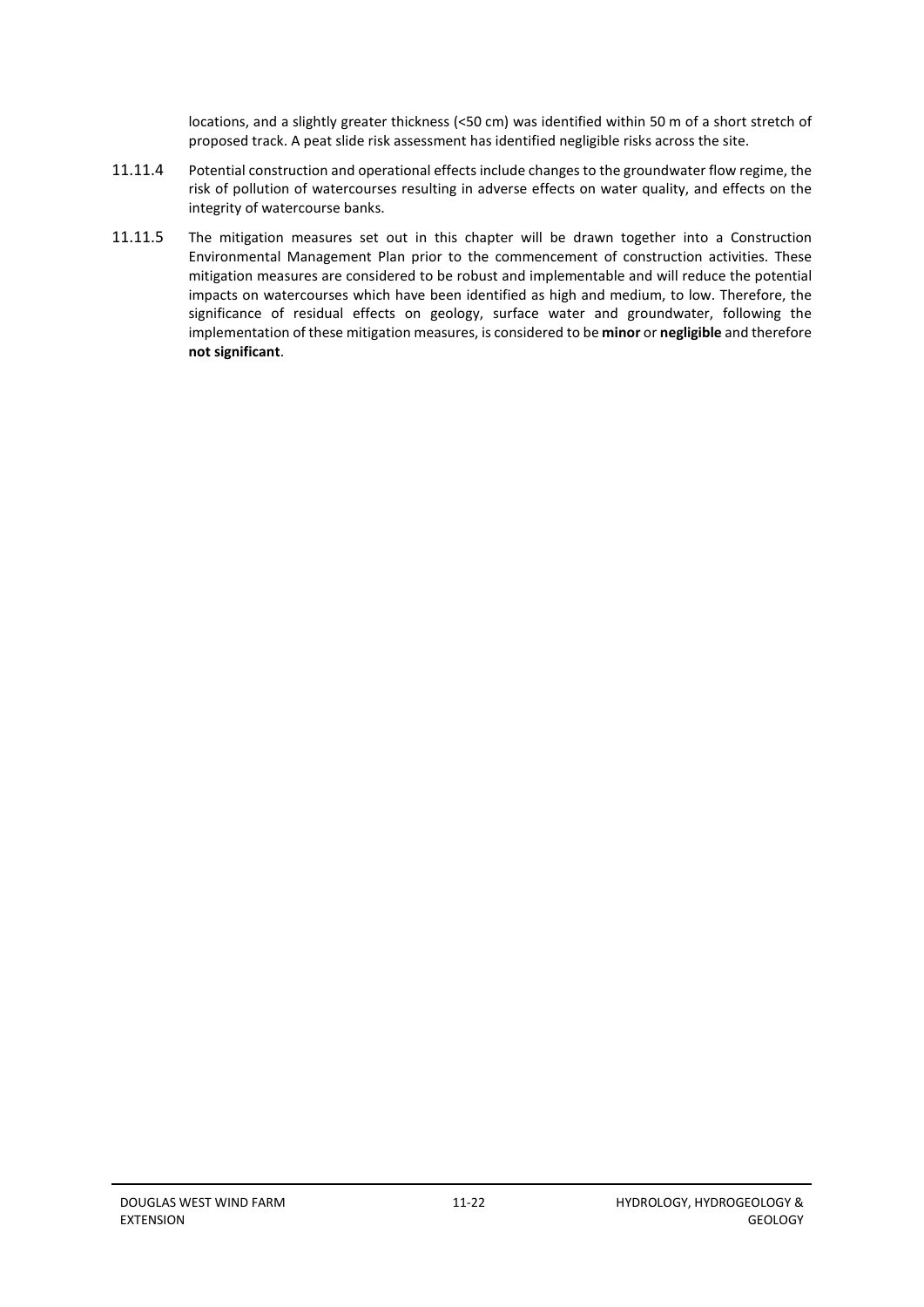locations, and a slightly greater thickness (<50 cm) was identified within 50 m of a short stretch of proposed track. A peat slide risk assessment has identified negligible risks across the site.

11.11.4 Potential construction and operational effects include changes to the groundwater flow regime, the risk of pollution of watercourses resulting in adverse effects on water quality, and effects on the integrity of watercourse banks.

11.11.5 The mitigation measures set out in this chapter will be drawn together into a Construction Environmental Management Plan prior to the commencement of construction activities. These mitigation measures are considered to be robust and implementable and will reduce the potential impacts on watercourses which have been identified as high and medium, to low. Therefore, the significance of residual effects on geology, surface water and groundwater, following the implementation of these mitigation measures, is considered to be **minor** or **negligible** and therefore **not significant**.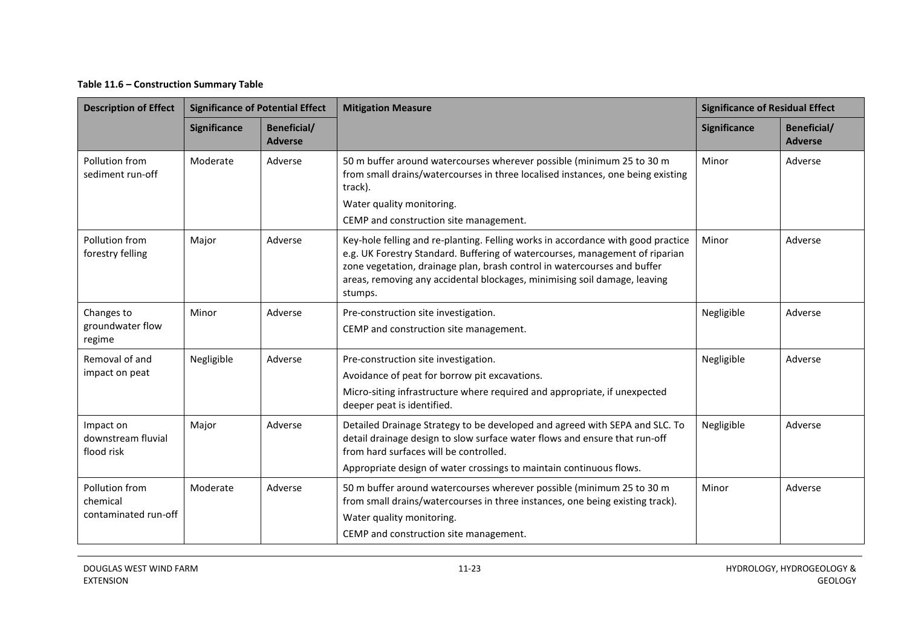**Table 11.6 – Construction Summary Table**

| Description of Effect | Significance of Potential Effect | | Mitigation Measure | Significance of Residual Effect | |
|---|---|---|---|---|---|
| | Significance | Beneficial/ Adverse | | Significance | Beneficial/ Adverse |
| Pollution from sediment run-off | Moderate | Adverse | 50 m buffer around watercourses wherever possible (minimum 25 to 30 m from small drains/watercourses in three localised instances, one being existing track).<br>Water quality monitoring.<br>CEMP and construction site management. | Minor | Adverse |
| Pollution from forestry felling | Major | Adverse | Key-hole felling and re-planting. Felling works in accordance with good practice e.g. UK Forestry Standard. Buffering of watercourses, management of riparian zone vegetation, drainage plan, brash control in watercourses and buffer areas, removing any accidental blockages, minimising soil damage, leaving stumps. | Minor | Adverse |
| Changes to groundwater flow regime | Minor | Adverse | Pre-construction site investigation.<br>CEMP and construction site management. | Negligible | Adverse |
| Removal of and impact on peat | Negligible | Adverse | Pre-construction site investigation.<br>Avoidance of peat for borrow pit excavations.<br>Micro-siting infrastructure where required and appropriate, if unexpected deeper peat is identified. | Negligible | Adverse |
| Impact on downstream fluvial flood risk | Major | Adverse | Detailed Drainage Strategy to be developed and agreed with SEPA and SLC. To detail drainage design to slow surface water flows and ensure that run-off from hard surfaces will be controlled.<br>Appropriate design of water crossings to maintain continuous flows. | Negligible | Adverse |
| Pollution from chemical contaminated run-off | Moderate | Adverse | 50 m buffer around watercourses wherever possible (minimum 25 to 30 m from small drains/watercourses in three instances, one being existing track).<br>Water quality monitoring.<br>CEMP and construction site management. | Minor | Adverse |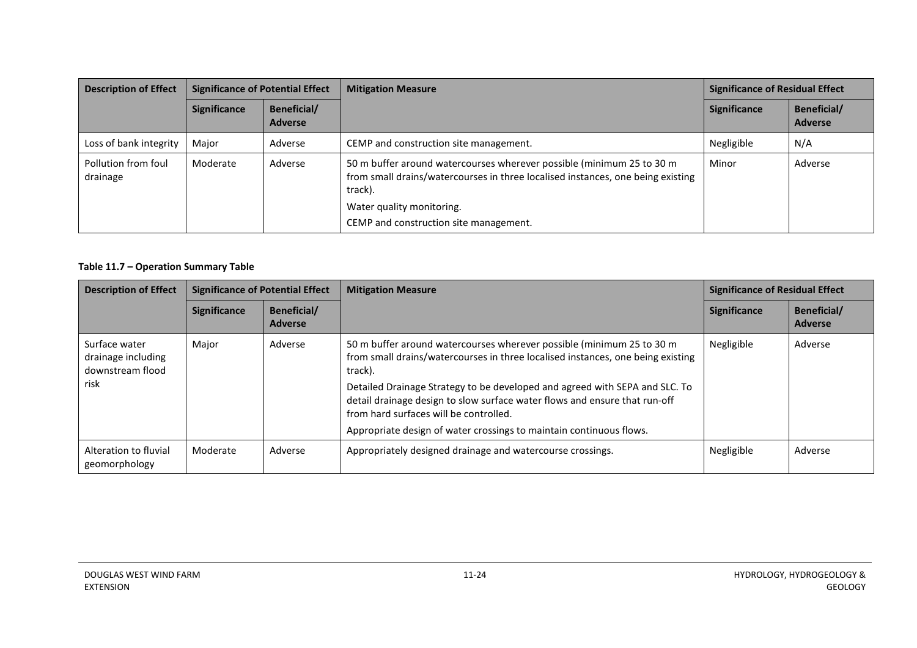| Description of Effect | Significance of Potential Effect | | Mitigation Measure | Significance of Residual Effect | |
|---|---|---|---|---|---|
| | Significance | Beneficial/ Adverse | | Significance | Beneficial/ Adverse |
| Loss of bank integrity | Major | Adverse | CEMP and construction site management. | Negligible | N/A |
| Pollution from foul drainage | Moderate | Adverse | 50 m buffer around watercourses wherever possible (minimum 25 to 30 m from small drains/watercourses in three localised instances, one being existing track).<br><br>Water quality monitoring.<br><br>CEMP and construction site management. | Minor | Adverse |

**Table 11.7 – Operation Summary Table**

| Description of Effect | Significance of Potential Effect | | Mitigation Measure | Significance of Residual Effect | |
|---|---|---|---|---|---|
| | Significance | Beneficial/ Adverse | | Significance | Beneficial/ Adverse |
| Surface water drainage including downstream flood risk | Major | Adverse | 50 m buffer around watercourses wherever possible (minimum 25 to 30 m from small drains/watercourses in three localised instances, one being existing track).<br><br>Detailed Drainage Strategy to be developed and agreed with SEPA and SLC. To detail drainage design to slow surface water flows and ensure that run-off from hard surfaces will be controlled.<br><br>Appropriate design of water crossings to maintain continuous flows. | Negligible | Adverse |
| Alteration to fluvial geomorphology | Moderate | Adverse | Appropriately designed drainage and watercourse crossings. | Negligible | Adverse |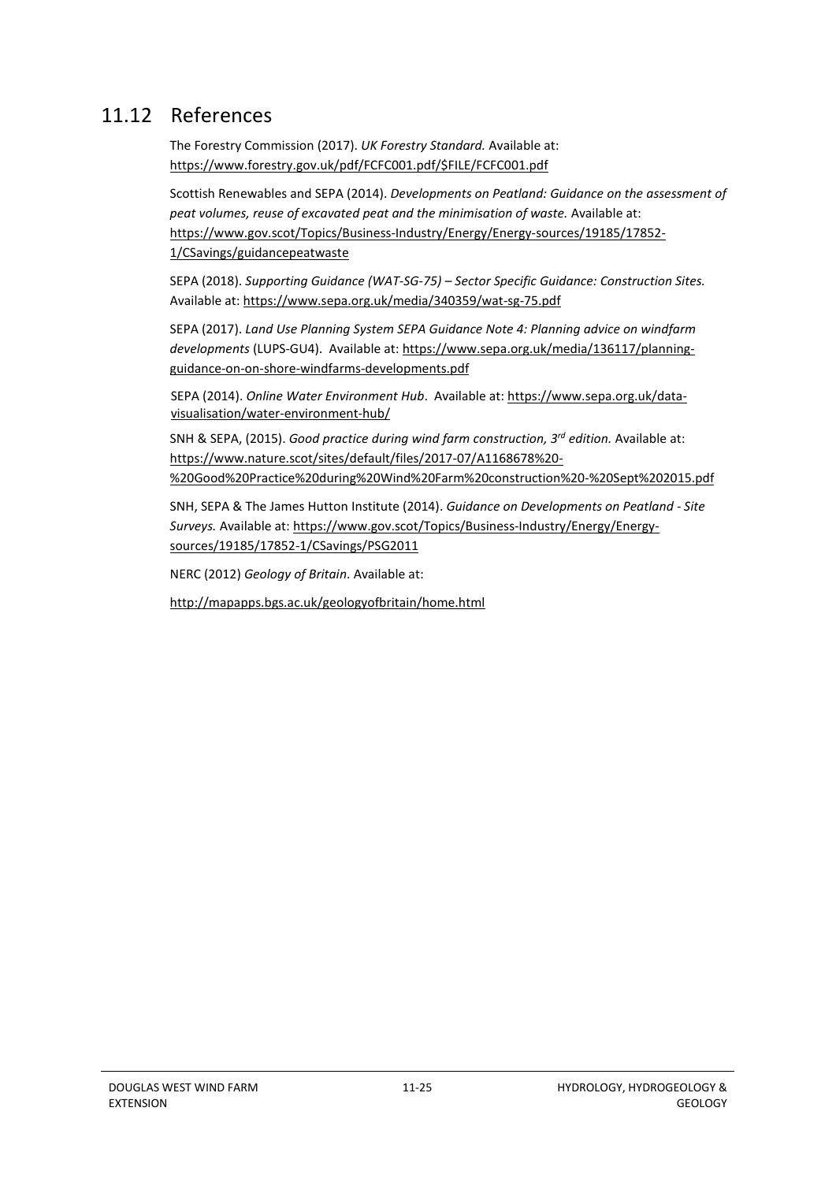## 11.12 References

The Forestry Commission (2017). *UK Forestry Standard.* Available at: https://www.forestry.gov.uk/pdf/FCFC001.pdf/$FILE/FCFC001.pdf

Scottish Renewables and SEPA (2014). *Developments on Peatland: Guidance on the assessment of peat volumes, reuse of excavated peat and the minimisation of waste.* Available at: https://www.gov.scot/Topics/Business-Industry/Energy/Energy-sources/19185/17852-1/CSavings/guidancepeatwaste

SEPA (2018). *Supporting Guidance (WAT-SG-75) – Sector Specific Guidance: Construction Sites.* Available at: https://www.sepa.org.uk/media/340359/wat-sg-75.pdf

SEPA (2017). *Land Use Planning System SEPA Guidance Note 4: Planning advice on windfarm developments* (LUPS-GU4). Available at: https://www.sepa.org.uk/media/136117/planning-guidance-on-on-shore-windfarms-developments.pdf

SEPA (2014). *Online Water Environment Hub*. Available at: https://www.sepa.org.uk/data-visualisation/water-environment-hub/

SNH & SEPA, (2015). *Good practice during wind farm construction, 3rd edition.* Available at: https://www.nature.scot/sites/default/files/2017-07/A1168678%20-%20Good%20Practice%20during%20Wind%20Farm%20construction%20-%20Sept%202015.pdf

SNH, SEPA & The James Hutton Institute (2014). *Guidance on Developments on Peatland - Site Surveys.* Available at: https://www.gov.scot/Topics/Business-Industry/Energy/Energy-sources/19185/17852-1/CSavings/PSG2011

NERC (2012) *Geology of Britain*. Available at:

http://mapapps.bgs.ac.uk/geologyofbritain/home.html